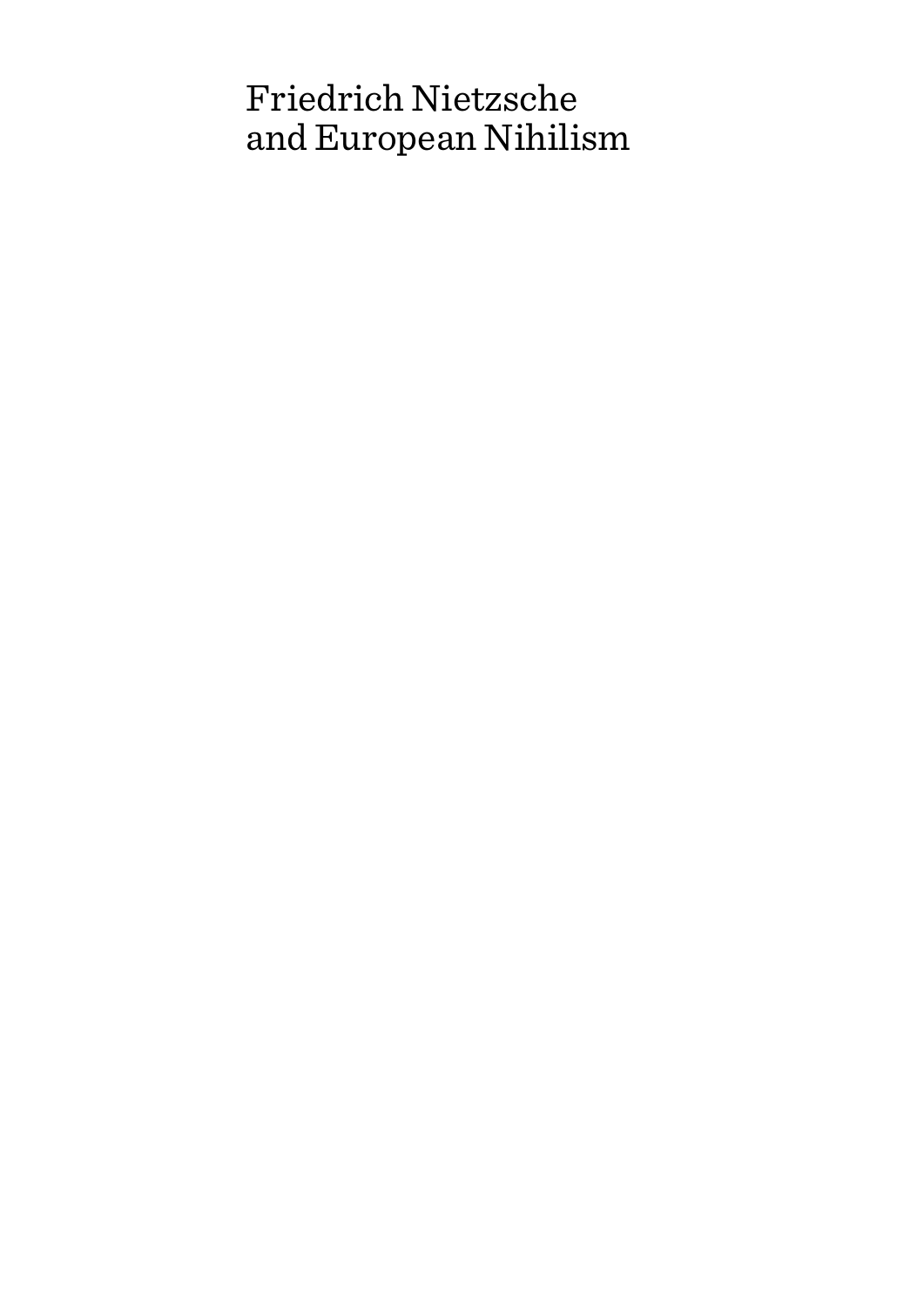# Friedrich Nietzsche and European Nihilism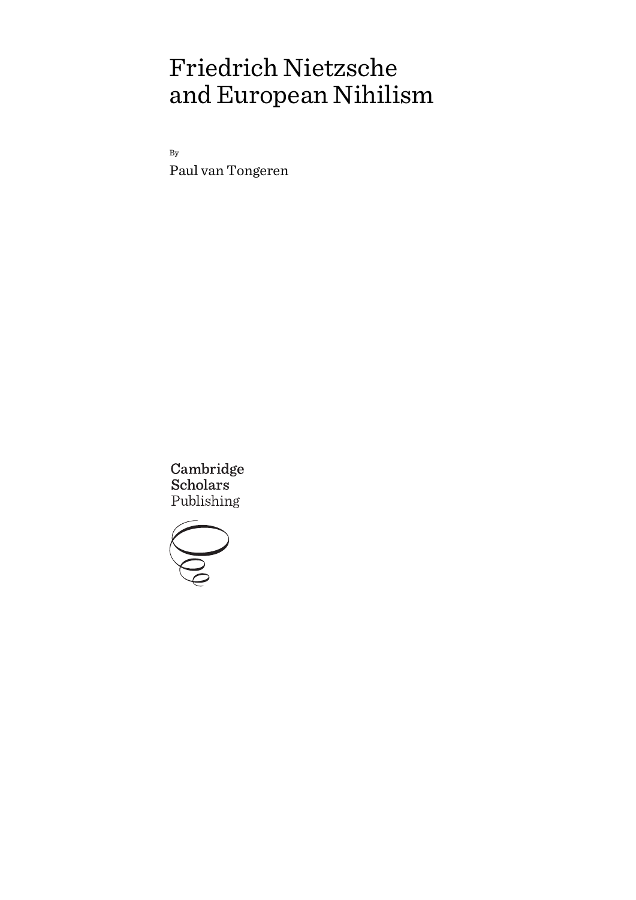# Friedrich Nietzsche and European Nihilism

By

Paul van Tongeren

Cambridge Scholars Publishing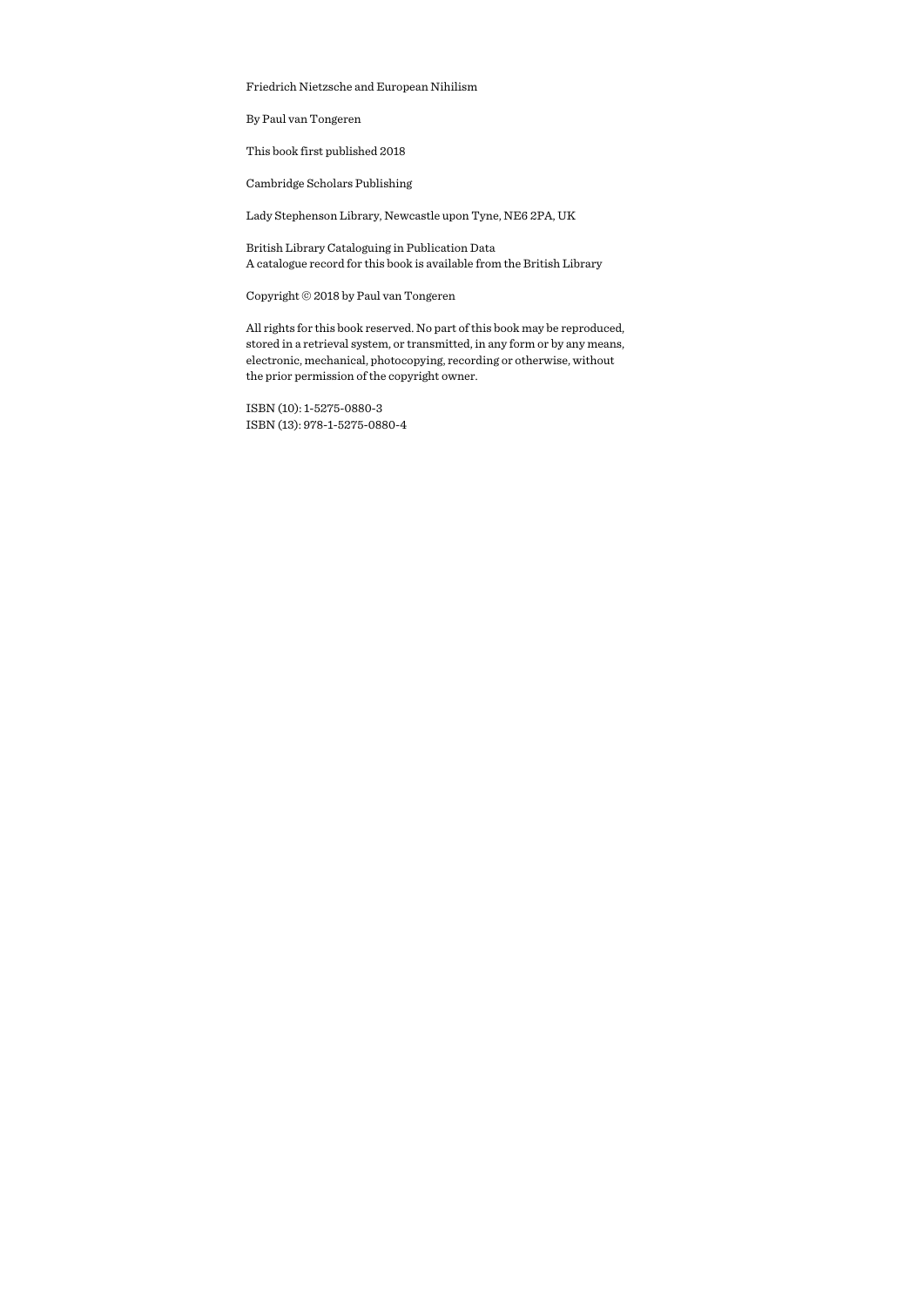Friedrich Nietzsche and European Nihilism

By Paul van Tongeren

This book first published 2018

Cambridge Scholars Publishing

Lady Stephenson Library, Newcastle upon Tyne, NE6 2PA, UK

British Library Cataloguing in Publication Data
A catalogue record for this book is available from the British Library

Copyright © 2018 by Paul van Tongeren

All rights for this book reserved. No part of this book may be reproduced, stored in a retrieval system, or transmitted, in any form or by any means, electronic, mechanical, photocopying, recording or otherwise, without the prior permission of the copyright owner.

ISBN (10): 1-5275-0880-3
ISBN (13): 978-1-5275-0880-4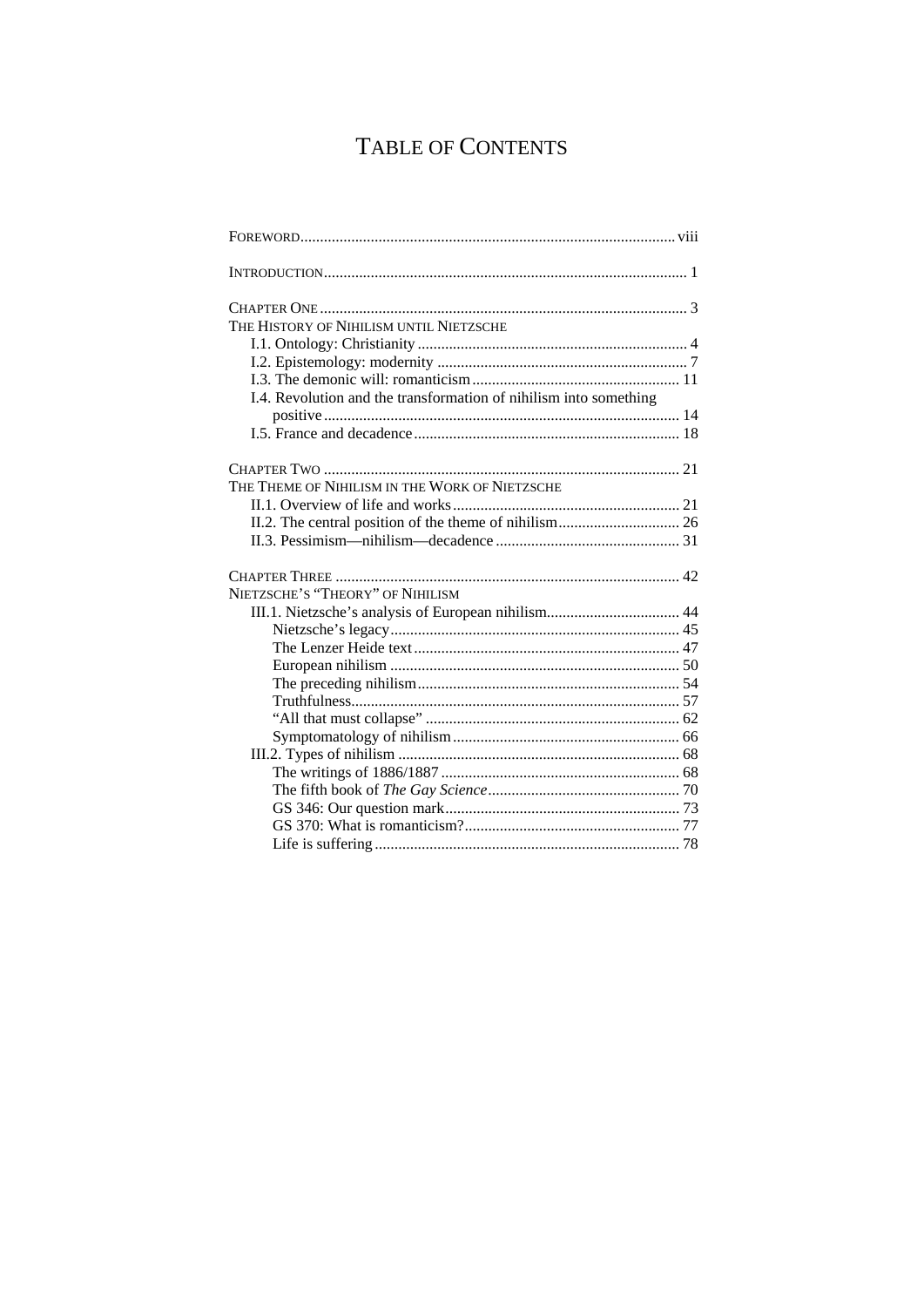# TABLE OF CONTENTS

FOREWORD ... viii

INTRODUCTION ... 1

CHAPTER ONE ... 3
THE HISTORY OF NIHILISM UNTIL NIETZSCHE
- I.1. Ontology: Christianity ... 4
- I.2. Epistemology: modernity ... 7
- I.3. The demonic will: romanticism ... 11
- I.4. Revolution and the transformation of nihilism into something positive ... 14
- I.5. France and decadence ... 18

CHAPTER TWO ... 21
THE THEME OF NIHILISM IN THE WORK OF NIETZSCHE
- II.1. Overview of life and works ... 21
- II.2. The central position of the theme of nihilism ... 26
- II.3. Pessimism—nihilism—decadence ... 31

CHAPTER THREE ... 42
NIETZSCHE'S "THEORY" OF NIHILISM
- III.1. Nietzsche's analysis of European nihilism ... 44
  - Nietzsche's legacy ... 45
  - The Lenzer Heide text ... 47
  - European nihilism ... 50
  - The preceding nihilism ... 54
  - Truthfulness ... 57
  - "All that must collapse" ... 62
  - Symptomatology of nihilism ... 66
- III.2. Types of nihilism ... 68
  - The writings of 1886/1887 ... 68
  - The fifth book of *The Gay Science* ... 70
  - GS 346: Our question mark ... 73
  - GS 370: What is romanticism? ... 77
  - Life is suffering ... 78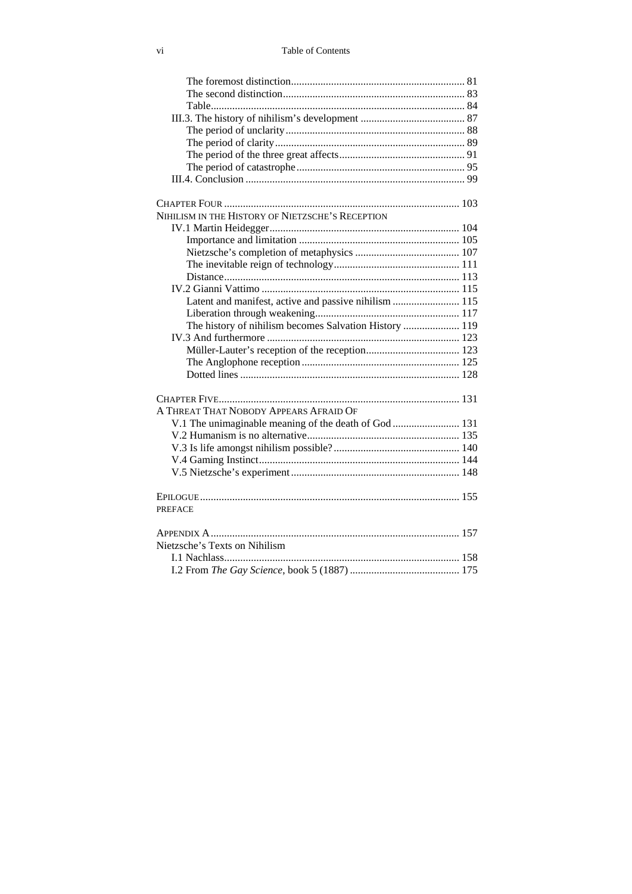The foremost distinction ........ 81
The second distinction ........ 83
Table ........ 84
III.3. The history of nihilism's development ........ 87
The period of unclarity ........ 88
The period of clarity ........ 89
The period of the three great affects ........ 91
The period of catastrophe ........ 95
III.4. Conclusion ........ 99

CHAPTER FOUR ........ 103
NIHILISM IN THE HISTORY OF NIETZSCHE'S RECEPTION
IV.1 Martin Heidegger ........ 104
Importance and limitation ........ 105
Nietzsche's completion of metaphysics ........ 107
The inevitable reign of technology ........ 111
Distance ........ 113
IV.2 Gianni Vattimo ........ 115
Latent and manifest, active and passive nihilism ........ 115
Liberation through weakening ........ 117
The history of nihilism becomes Salvation History ........ 119
IV.3 And furthermore ........ 123
Müller-Lauter's reception of the reception ........ 123
The Anglophone reception ........ 125
Dotted lines ........ 128

CHAPTER FIVE ........ 131
A THREAT THAT NOBODY APPEARS AFRAID OF
V.1 The unimaginable meaning of the death of God ........ 131
V.2 Humanism is no alternative ........ 135
V.3 Is life amongst nihilism possible? ........ 140
V.4 Gaming Instinct ........ 144
V.5 Nietzsche's experiment ........ 148

EPILOGUE ........ 155
PREFACE

APPENDIX A ........ 157
Nietzsche's Texts on Nihilism
I.1 Nachlass ........ 158
I.2 From *The Gay Science*, book 5 (1887) ........ 175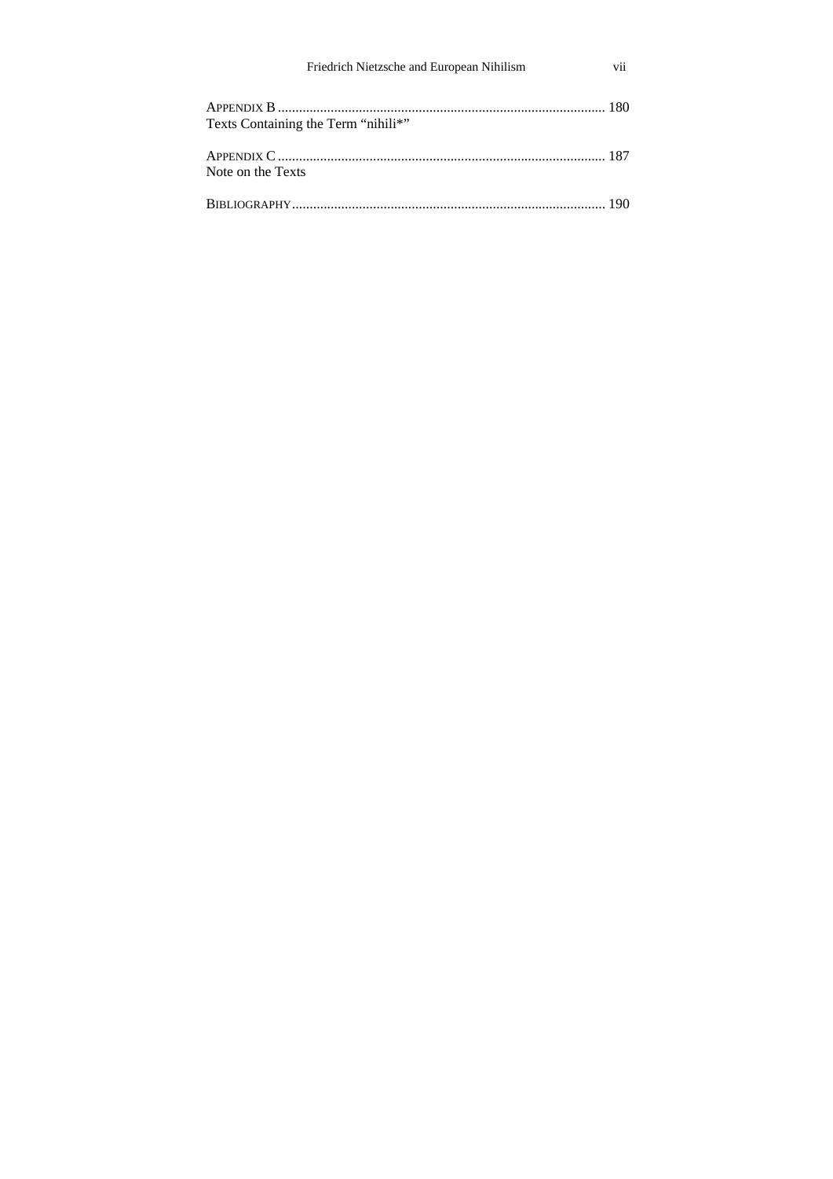APPENDIX B ............................................................................................. 180
Texts Containing the Term “nihili*”

APPENDIX C ............................................................................................. 187
Note on the Texts

BIBLIOGRAPHY ......................................................................................... 190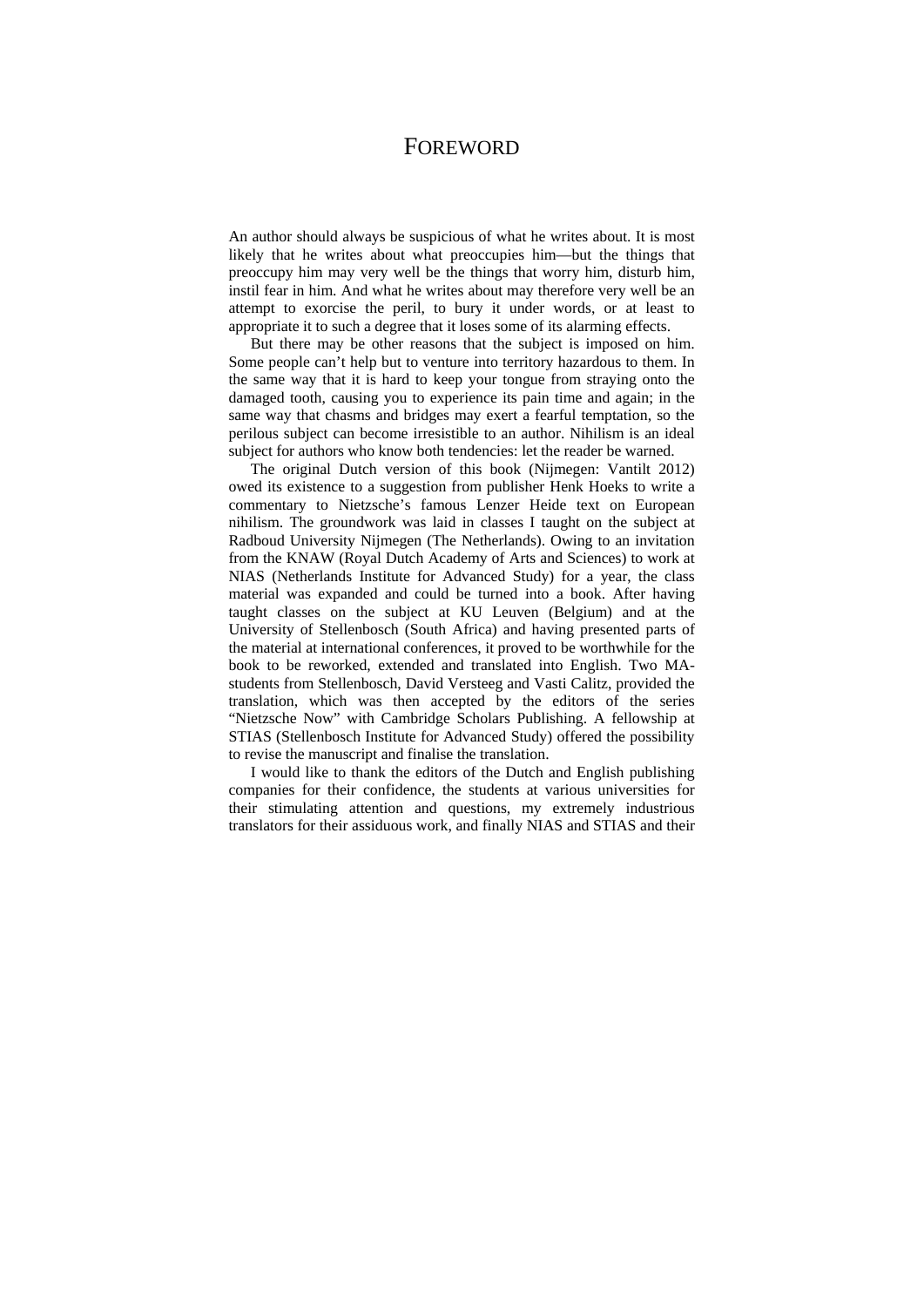# FOREWORD

An author should always be suspicious of what he writes about. It is most likely that he writes about what preoccupies him—but the things that preoccupy him may very well be the things that worry him, disturb him, instil fear in him. And what he writes about may therefore very well be an attempt to exorcise the peril, to bury it under words, or at least to appropriate it to such a degree that it loses some of its alarming effects.

But there may be other reasons that the subject is imposed on him. Some people can't help but to venture into territory hazardous to them. In the same way that it is hard to keep your tongue from straying onto the damaged tooth, causing you to experience its pain time and again; in the same way that chasms and bridges may exert a fearful temptation, so the perilous subject can become irresistible to an author. Nihilism is an ideal subject for authors who know both tendencies: let the reader be warned.

The original Dutch version of this book (Nijmegen: Vantilt 2012) owed its existence to a suggestion from publisher Henk Hoeks to write a commentary to Nietzsche's famous Lenzer Heide text on European nihilism. The groundwork was laid in classes I taught on the subject at Radboud University Nijmegen (The Netherlands). Owing to an invitation from the KNAW (Royal Dutch Academy of Arts and Sciences) to work at NIAS (Netherlands Institute for Advanced Study) for a year, the class material was expanded and could be turned into a book. After having taught classes on the subject at KU Leuven (Belgium) and at the University of Stellenbosch (South Africa) and having presented parts of the material at international conferences, it proved to be worthwhile for the book to be reworked, extended and translated into English. Two MA-students from Stellenbosch, David Versteeg and Vasti Calitz, provided the translation, which was then accepted by the editors of the series "Nietzsche Now" with Cambridge Scholars Publishing. A fellowship at STIAS (Stellenbosch Institute for Advanced Study) offered the possibility to revise the manuscript and finalise the translation.

I would like to thank the editors of the Dutch and English publishing companies for their confidence, the students at various universities for their stimulating attention and questions, my extremely industrious translators for their assiduous work, and finally NIAS and STIAS and their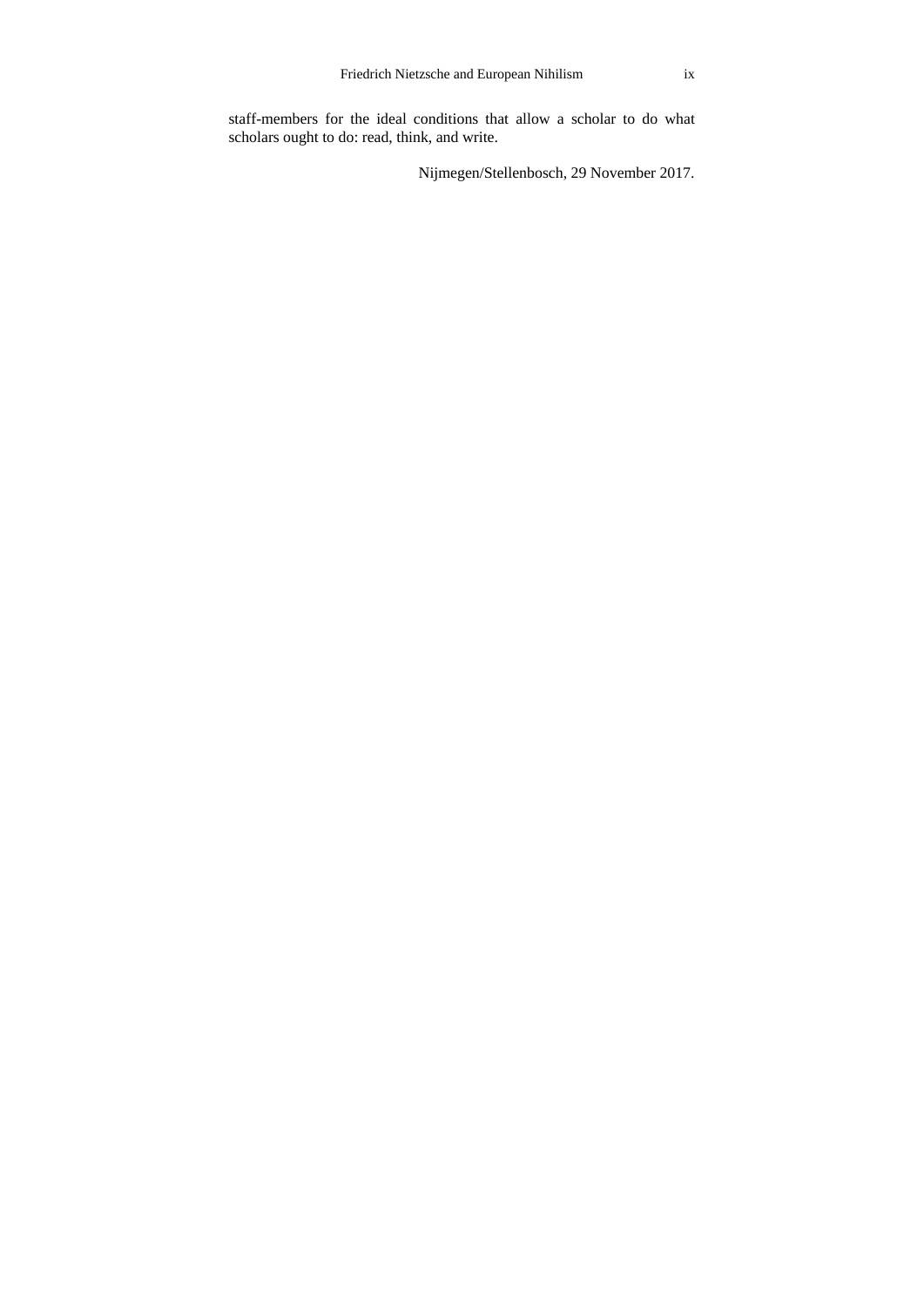staff-members for the ideal conditions that allow a scholar to do what scholars ought to do: read, think, and write.

Nijmegen/Stellenbosch, 29 November 2017.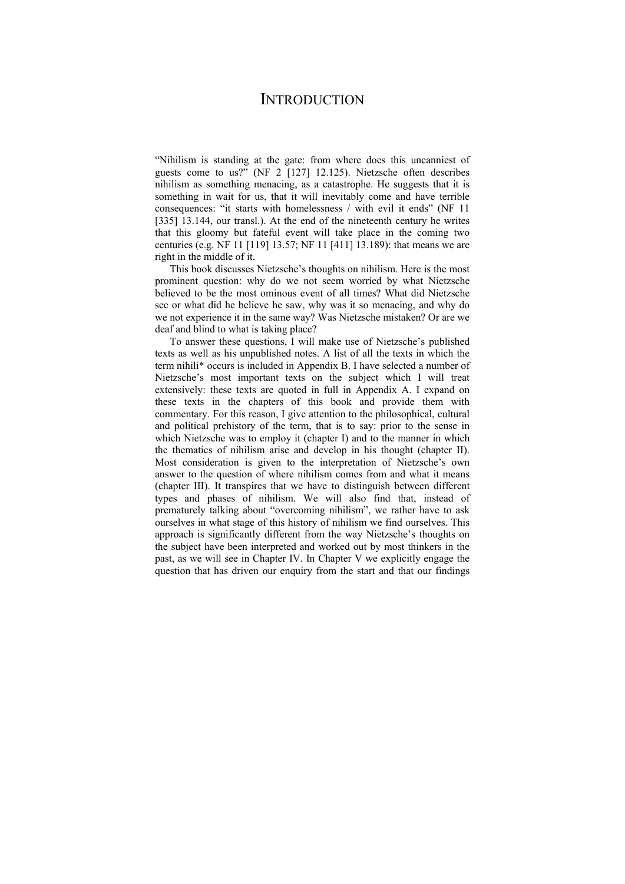# INTRODUCTION

"Nihilism is standing at the gate: from where does this uncanniest of guests come to us?" (NF 2 [127] 12.125). Nietzsche often describes nihilism as something menacing, as a catastrophe. He suggests that it is something in wait for us, that it will inevitably come and have terrible consequences: "it starts with homelessness / with evil it ends" (NF 11 [335] 13.144, our transl.). At the end of the nineteenth century he writes that this gloomy but fateful event will take place in the coming two centuries (e.g. NF 11 [119] 13.57; NF 11 [411] 13.189): that means we are right in the middle of it.

This book discusses Nietzsche's thoughts on nihilism. Here is the most prominent question: why do we not seem worried by what Nietzsche believed to be the most ominous event of all times? What did Nietzsche see or what did he believe he saw, why was it so menacing, and why do we not experience it in the same way? Was Nietzsche mistaken? Or are we deaf and blind to what is taking place?

To answer these questions, I will make use of Nietzsche's published texts as well as his unpublished notes. A list of all the texts in which the term nihili* occurs is included in Appendix B. I have selected a number of Nietzsche's most important texts on the subject which I will treat extensively: these texts are quoted in full in Appendix A. I expand on these texts in the chapters of this book and provide them with commentary. For this reason, I give attention to the philosophical, cultural and political prehistory of the term, that is to say: prior to the sense in which Nietzsche was to employ it (chapter I) and to the manner in which the thematics of nihilism arise and develop in his thought (chapter II). Most consideration is given to the interpretation of Nietzsche's own answer to the question of where nihilism comes from and what it means (chapter III). It transpires that we have to distinguish between different types and phases of nihilism. We will also find that, instead of prematurely talking about "overcoming nihilism", we rather have to ask ourselves in what stage of this history of nihilism we find ourselves. This approach is significantly different from the way Nietzsche's thoughts on the subject have been interpreted and worked out by most thinkers in the past, as we will see in Chapter IV. In Chapter V we explicitly engage the question that has driven our enquiry from the start and that our findings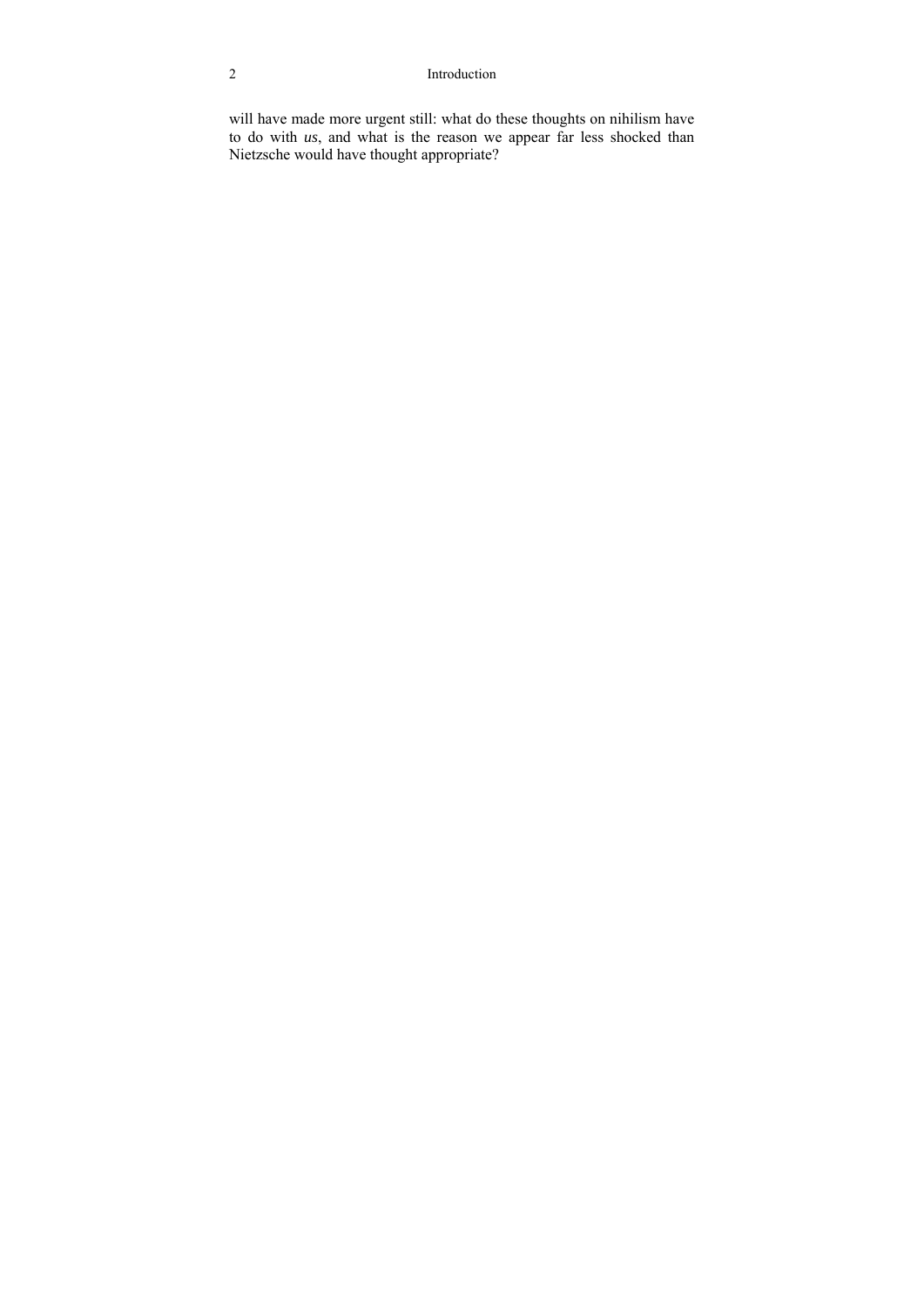will have made more urgent still: what do these thoughts on nihilism have to do with *us*, and what is the reason we appear far less shocked than Nietzsche would have thought appropriate?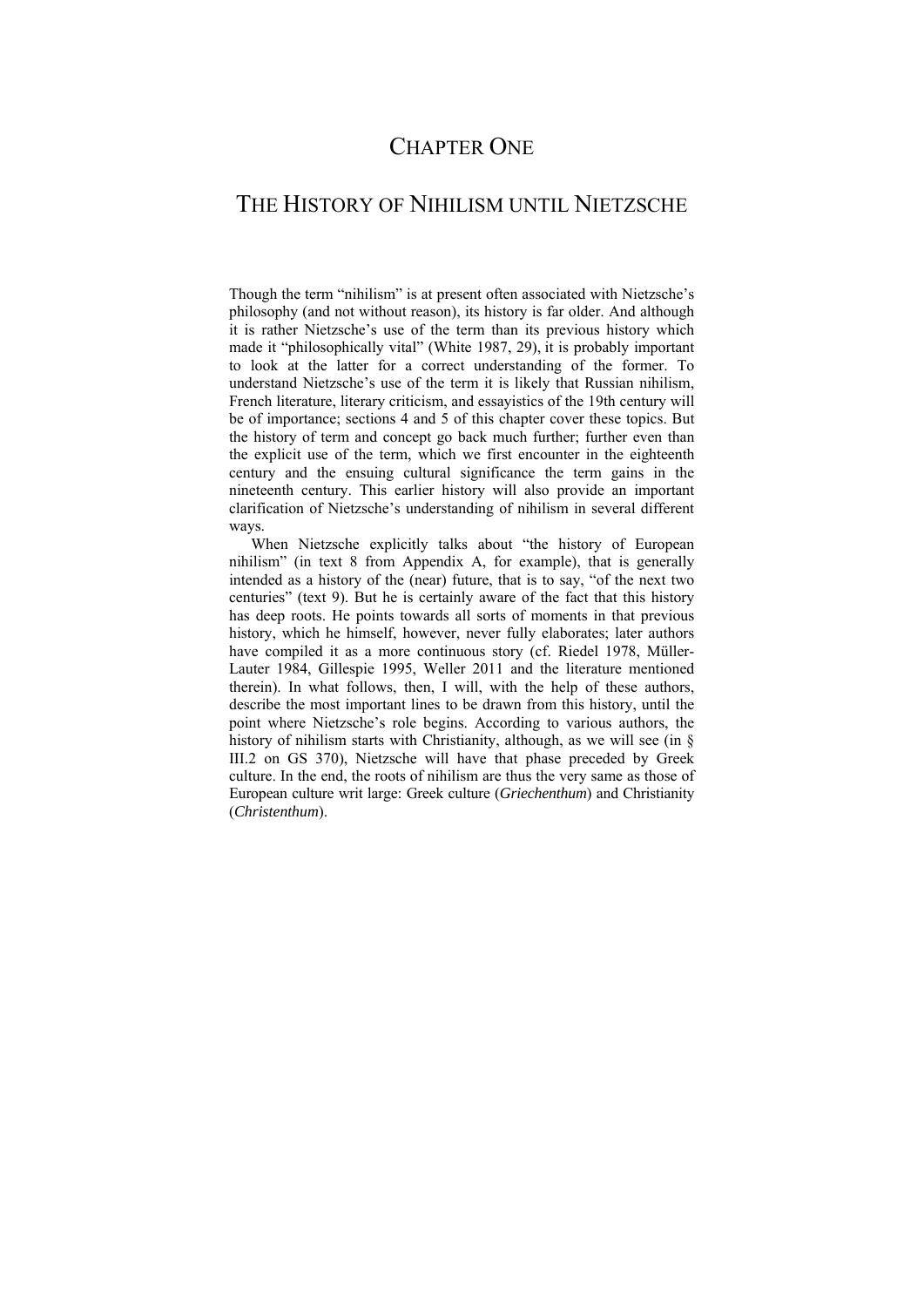# CHAPTER ONE

# THE HISTORY OF NIHILISM UNTIL NIETZSCHE

Though the term "nihilism" is at present often associated with Nietzsche's philosophy (and not without reason), its history is far older. And although it is rather Nietzsche's use of the term than its previous history which made it "philosophically vital" (White 1987, 29), it is probably important to look at the latter for a correct understanding of the former. To understand Nietzsche's use of the term it is likely that Russian nihilism, French literature, literary criticism, and essayistics of the 19th century will be of importance; sections 4 and 5 of this chapter cover these topics. But the history of term and concept go back much further; further even than the explicit use of the term, which we first encounter in the eighteenth century and the ensuing cultural significance the term gains in the nineteenth century. This earlier history will also provide an important clarification of Nietzsche's understanding of nihilism in several different ways.

When Nietzsche explicitly talks about "the history of European nihilism" (in text 8 from Appendix A, for example), that is generally intended as a history of the (near) future, that is to say, "of the next two centuries" (text 9). But he is certainly aware of the fact that this history has deep roots. He points towards all sorts of moments in that previous history, which he himself, however, never fully elaborates; later authors have compiled it as a more continuous story (cf. Riedel 1978, Müller-Lauter 1984, Gillespie 1995, Weller 2011 and the literature mentioned therein). In what follows, then, I will, with the help of these authors, describe the most important lines to be drawn from this history, until the point where Nietzsche's role begins. According to various authors, the history of nihilism starts with Christianity, although, as we will see (in § III.2 on GS 370), Nietzsche will have that phase preceded by Greek culture. In the end, the roots of nihilism are thus the very same as those of European culture writ large: Greek culture (*Griechenthum*) and Christianity (*Christenthum*).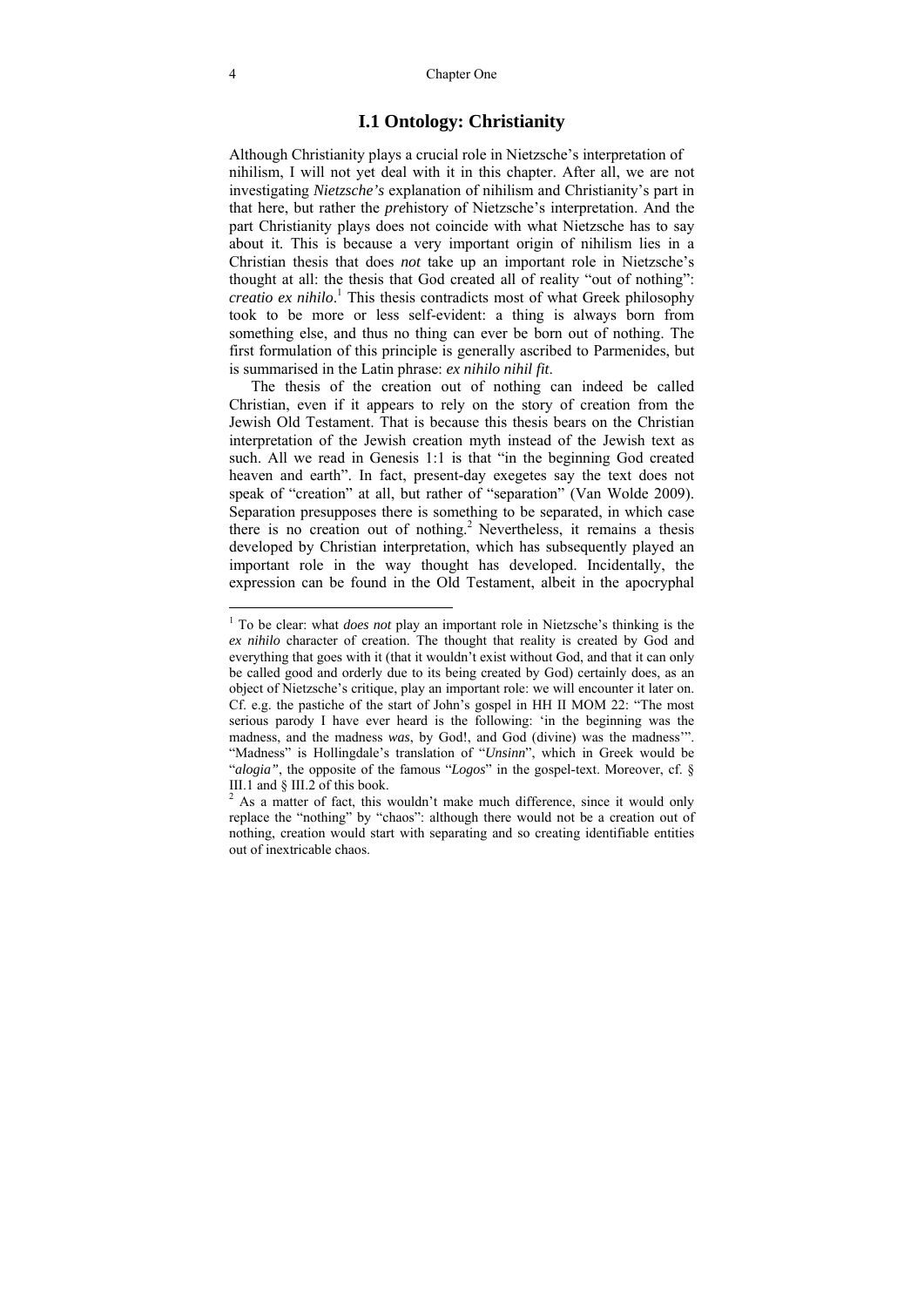## I.1 Ontology: Christianity

Although Christianity plays a crucial role in Nietzsche's interpretation of nihilism, I will not yet deal with it in this chapter. After all, we are not investigating ***Nietzsche's*** explanation of nihilism and Christianity's part in that here, but rather the ***pre***history of Nietzsche's interpretation. And the part Christianity plays does not coincide with what Nietzsche has to say about it. This is because a very important origin of nihilism lies in a Christian thesis that does *not* take up an important role in Nietzsche's thought at all: the thesis that God created all of reality "out of nothing": ***creatio ex nihilo***.[1] This thesis contradicts most of what Greek philosophy took to be more or less self-evident: a thing is always born from something else, and thus no thing can ever be born out of nothing. The first formulation of this principle is generally ascribed to Parmenides, but is summarised in the Latin phrase: ***ex nihilo nihil fit***.

The thesis of the creation out of nothing can indeed be called Christian, even if it appears to rely on the story of creation from the Jewish Old Testament. That is because this thesis bears on the Christian interpretation of the Jewish creation myth instead of the Jewish text as such. All we read in Genesis 1:1 is that "in the beginning God created heaven and earth". In fact, present-day exegetes say the text does not speak of "creation" at all, but rather of "separation" (Van Wolde 2009). Separation presupposes there is something to be separated, in which case there is no creation out of nothing.[2] Nevertheless, it remains a thesis developed by Christian interpretation, which has subsequently played an important role in the way thought has developed. Incidentally, the expression can be found in the Old Testament, albeit in the apocryphal

---

[1] To be clear: what *does not* play an important role in Nietzsche's thinking is the *ex nihilo* character of creation. The thought that reality is created by God and everything that goes with it (that it wouldn't exist without God, and that it can only be called good and orderly due to its being created by God) certainly does, as an object of Nietzsche's critique, play an important role: we will encounter it later on. Cf. e.g. the pastiche of the start of John's gospel in HH II MOM 22: "The most serious parody I have ever heard is the following: 'in the beginning was the madness, and the madness *was*, by God!, and God (divine) was the madness'". "Madness" is Hollingdale's translation of "*Unsinn*", which in Greek would be "*alogia"*, the opposite of the famous "*Logos*" in the gospel-text. Moreover, cf. § III.1 and § III.2 of this book.

[2] As a matter of fact, this wouldn't make much difference, since it would only replace the "nothing" by "chaos": although there would not be a creation out of nothing, creation would start with separating and so creating identifiable entities out of inextricable chaos.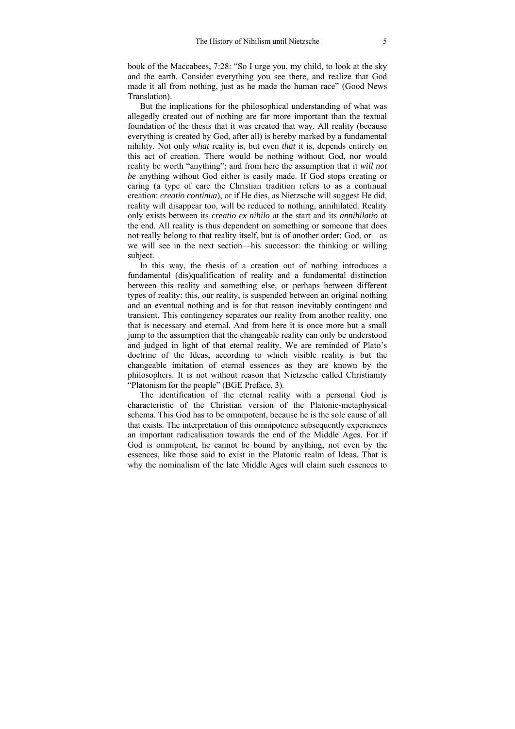book of the Maccabees, 7:28: "So I urge you, my child, to look at the sky and the earth. Consider everything you see there, and realize that God made it all from nothing, just as he made the human race" (Good News Translation).

But the implications for the philosophical understanding of what was allegedly created out of nothing are far more important than the textual foundation of the thesis that it was created that way. All reality (because everything is created by God, after all) is hereby marked by a fundamental nihility. Not only *what* reality is, but even *that* it is, depends entirely on this act of creation. There would be nothing without God, nor would reality be worth "anything"; and from here the assumption that it *will not be* anything without God either is easily made. If God stops creating or caring (a type of care the Christian tradition refers to as a continual creation: *creatio continua*), or if He dies, as Nietzsche will suggest He did, reality will disappear too, will be reduced to nothing, annihilated. Reality only exists between its *creatio ex nihilo* at the start and its *annihilatio* at the end. All reality is thus dependent on something or someone that does not really belong to that reality itself, but is of another order: God, or—as we will see in the next section—his successor: the thinking or willing subject.

In this way, the thesis of a creation out of nothing introduces a fundamental (dis)qualification of reality and a fundamental distinction between this reality and something else, or perhaps between different types of reality: this, our reality, is suspended between an original nothing and an eventual nothing and is for that reason inevitably contingent and transient. This contingency separates our reality from another reality, one that is necessary and eternal. And from here it is once more but a small jump to the assumption that the changeable reality can only be understood and judged in light of that eternal reality. We are reminded of Plato's doctrine of the Ideas, according to which visible reality is but the changeable imitation of eternal essences as they are known by the philosophers. It is not without reason that Nietzsche called Christianity "Platonism for the people" (BGE Preface, 3).

The identification of the eternal reality with a personal God is characteristic of the Christian version of the Platonic-metaphysical schema. This God has to be omnipotent, because he is the sole cause of all that exists. The interpretation of this omnipotence subsequently experiences an important radicalisation towards the end of the Middle Ages. For if God is omnipotent, he cannot be bound by anything, not even by the essences, like those said to exist in the Platonic realm of Ideas. That is why the nominalism of the late Middle Ages will claim such essences to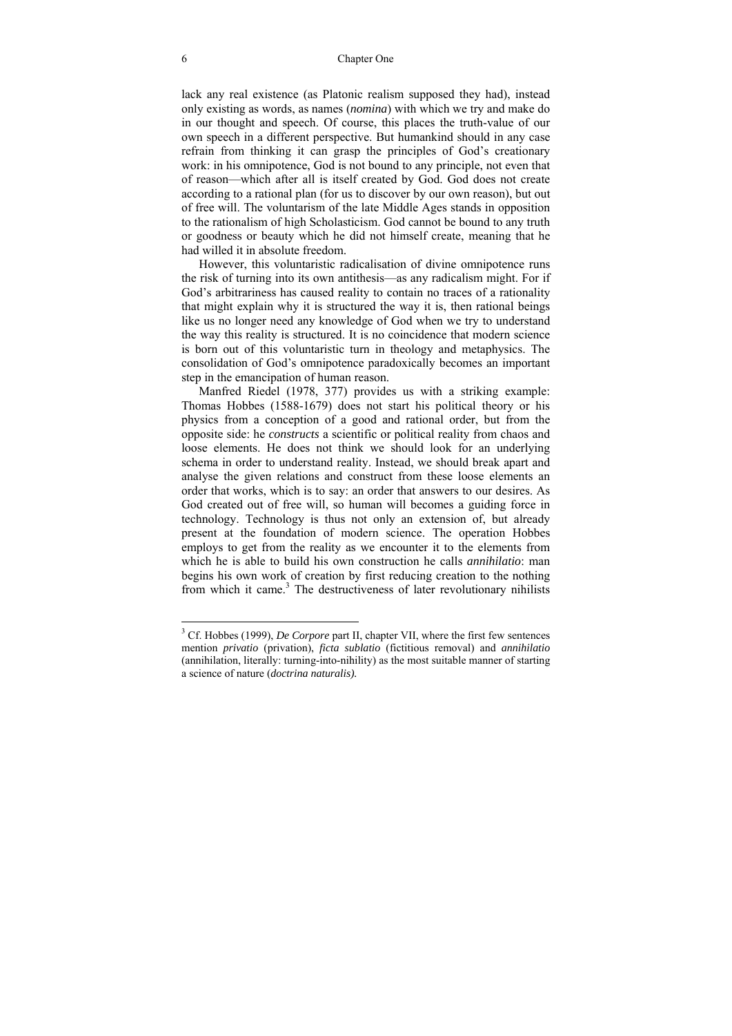lack any real existence (as Platonic realism supposed they had), instead only existing as words, as names (*nomina*) with which we try and make do in our thought and speech. Of course, this places the truth-value of our own speech in a different perspective. But humankind should in any case refrain from thinking it can grasp the principles of God's creationary work: in his omnipotence, God is not bound to any principle, not even that of reason—which after all is itself created by God. God does not create according to a rational plan (for us to discover by our own reason), but out of free will. The voluntarism of the late Middle Ages stands in opposition to the rationalism of high Scholasticism. God cannot be bound to any truth or goodness or beauty which he did not himself create, meaning that he had willed it in absolute freedom.

However, this voluntaristic radicalisation of divine omnipotence runs the risk of turning into its own antithesis—as any radicalism might. For if God's arbitrariness has caused reality to contain no traces of a rationality that might explain why it is structured the way it is, then rational beings like us no longer need any knowledge of God when we try to understand the way this reality is structured. It is no coincidence that modern science is born out of this voluntaristic turn in theology and metaphysics. The consolidation of God's omnipotence paradoxically becomes an important step in the emancipation of human reason.

Manfred Riedel (1978, 377) provides us with a striking example: Thomas Hobbes (1588-1679) does not start his political theory or his physics from a conception of a good and rational order, but from the opposite side: he *constructs* a scientific or political reality from chaos and loose elements. He does not think we should look for an underlying schema in order to understand reality. Instead, we should break apart and analyse the given relations and construct from these loose elements an order that works, which is to say: an order that answers to our desires. As God created out of free will, so human will becomes a guiding force in technology. Technology is thus not only an extension of, but already present at the foundation of modern science. The operation Hobbes employs to get from the reality as we encounter it to the elements from which he is able to build his own construction he calls *annihilatio*: man begins his own work of creation by first reducing creation to the nothing from which it came.[3] The destructiveness of later revolutionary nihilists

[3] Cf. Hobbes (1999), *De Corpore* part II, chapter VII, where the first few sentences mention *privatio* (privation), *ficta sublatio* (fictitious removal) and *annihilatio* (annihilation, literally: turning-into-nihility) as the most suitable manner of starting a science of nature (*doctrina naturalis).*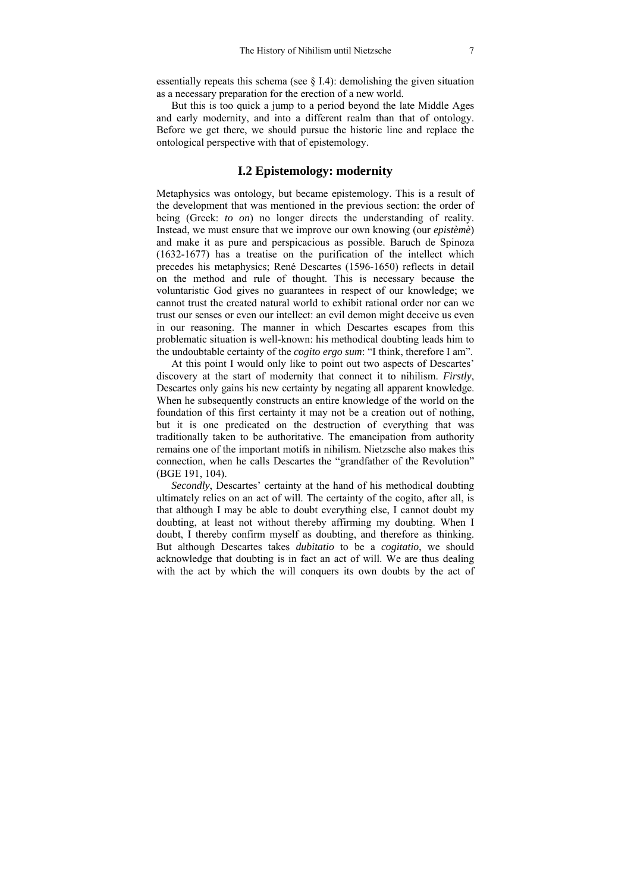essentially repeats this schema (see § I.4): demolishing the given situation as a necessary preparation for the erection of a new world.

But this is too quick a jump to a period beyond the late Middle Ages and early modernity, and into a different realm than that of ontology. Before we get there, we should pursue the historic line and replace the ontological perspective with that of epistemology.

## I.2 Epistemology: modernity

Metaphysics was ontology, but became epistemology. This is a result of the development that was mentioned in the previous section: the order of being (Greek: *to on*) no longer directs the understanding of reality. Instead, we must ensure that we improve our own knowing (our *epistèmè*) and make it as pure and perspicacious as possible. Baruch de Spinoza (1632-1677) has a treatise on the purification of the intellect which precedes his metaphysics; René Descartes (1596-1650) reflects in detail on the method and rule of thought. This is necessary because the voluntaristic God gives no guarantees in respect of our knowledge; we cannot trust the created natural world to exhibit rational order nor can we trust our senses or even our intellect: an evil demon might deceive us even in our reasoning. The manner in which Descartes escapes from this problematic situation is well-known: his methodical doubting leads him to the undoubtable certainty of the *cogito ergo sum*: "I think, therefore I am".

At this point I would only like to point out two aspects of Descartes' discovery at the start of modernity that connect it to nihilism. *Firstly*, Descartes only gains his new certainty by negating all apparent knowledge. When he subsequently constructs an entire knowledge of the world on the foundation of this first certainty it may not be a creation out of nothing, but it is one predicated on the destruction of everything that was traditionally taken to be authoritative. The emancipation from authority remains one of the important motifs in nihilism. Nietzsche also makes this connection, when he calls Descartes the "grandfather of the Revolution" (BGE 191, 104).

*Secondly*, Descartes' certainty at the hand of his methodical doubting ultimately relies on an act of will. The certainty of the cogito, after all, is that although I may be able to doubt everything else, I cannot doubt my doubting, at least not without thereby affirming my doubting. When I doubt, I thereby confirm myself as doubting, and therefore as thinking. But although Descartes takes *dubitatio* to be a *cogitatio*, we should acknowledge that doubting is in fact an act of will. We are thus dealing with the act by which the will conquers its own doubts by the act of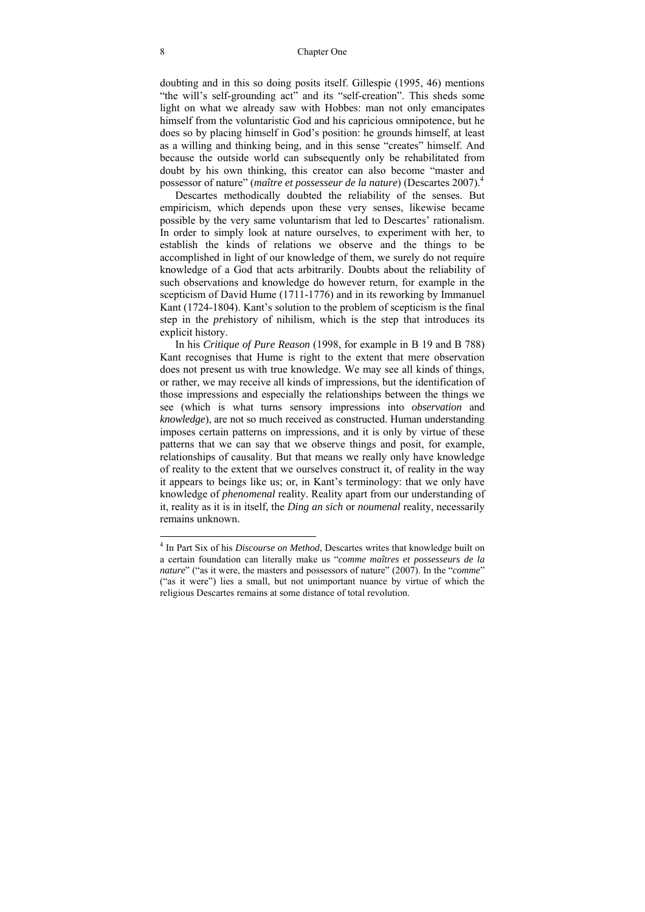doubting and in this so doing posits itself. Gillespie (1995, 46) mentions "the will's self-grounding act" and its "self-creation". This sheds some light on what we already saw with Hobbes: man not only emancipates himself from the voluntaristic God and his capricious omnipotence, but he does so by placing himself in God's position: he grounds himself, at least as a willing and thinking being, and in this sense "creates" himself. And because the outside world can subsequently only be rehabilitated from doubt by his own thinking, this creator can also become "master and possessor of nature" (*maître et possesseur de la nature*) (Descartes 2007).[4]

Descartes methodically doubted the reliability of the senses. But empiricism, which depends upon these very senses, likewise became possible by the very same voluntarism that led to Descartes' rationalism. In order to simply look at nature ourselves, to experiment with her, to establish the kinds of relations we observe and the things to be accomplished in light of our knowledge of them, we surely do not require knowledge of a God that acts arbitrarily. Doubts about the reliability of such observations and knowledge do however return, for example in the scepticism of David Hume (1711-1776) and in its reworking by Immanuel Kant (1724-1804). Kant's solution to the problem of scepticism is the final step in the *pre*history of nihilism, which is the step that introduces its explicit history.

In his *Critique of Pure Reason* (1998, for example in B 19 and B 788) Kant recognises that Hume is right to the extent that mere observation does not present us with true knowledge. We may see all kinds of things, or rather, we may receive all kinds of impressions, but the identification of those impressions and especially the relationships between the things we see (which is what turns sensory impressions into *observation* and *knowledge*), are not so much received as constructed. Human understanding imposes certain patterns on impressions, and it is only by virtue of these patterns that we can say that we observe things and posit, for example, relationships of causality. But that means we really only have knowledge of reality to the extent that we ourselves construct it, of reality in the way it appears to beings like us; or, in Kant's terminology: that we only have knowledge of *phenomenal* reality. Reality apart from our understanding of it, reality as it is in itself, the *Ding an sich* or *noumenal* reality, necessarily remains unknown.

---

[4] In Part Six of his *Discourse on Method*, Descartes writes that knowledge built on a certain foundation can literally make us "*comme maîtres et possesseurs de la nature*" ("as it were, the masters and possessors of nature" (2007). In the "*comme*" ("as it were") lies a small, but not unimportant nuance by virtue of which the religious Descartes remains at some distance of total revolution.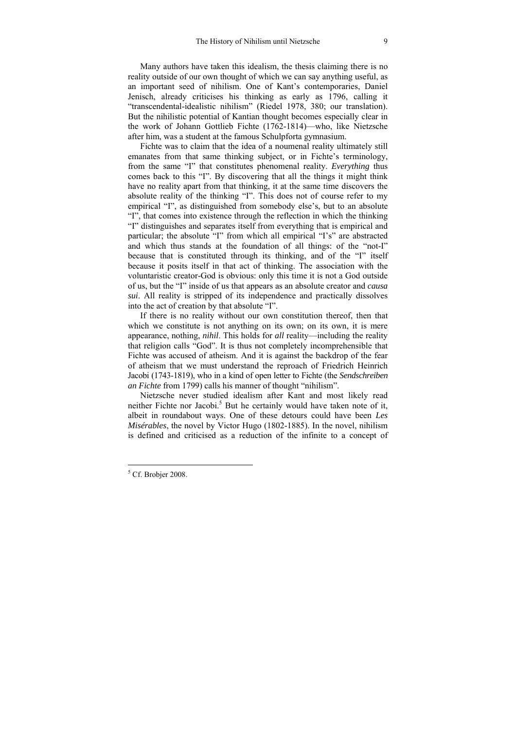Many authors have taken this idealism, the thesis claiming there is no reality outside of our own thought of which we can say anything useful, as an important seed of nihilism. One of Kant's contemporaries, Daniel Jenisch, already criticises his thinking as early as 1796, calling it "transcendental-idealistic nihilism" (Riedel 1978, 380; our translation). But the nihilistic potential of Kantian thought becomes especially clear in the work of Johann Gottlieb Fichte (1762-1814)—who, like Nietzsche after him, was a student at the famous Schulpforta gymnasium.

Fichte was to claim that the idea of a noumenal reality ultimately still emanates from that same thinking subject, or in Fichte's terminology, from the same "I" that constitutes phenomenal reality. *Everything* thus comes back to this "I". By discovering that all the things it might think have no reality apart from that thinking, it at the same time discovers the absolute reality of the thinking "I". This does not of course refer to my empirical "I", as distinguished from somebody else's, but to an absolute "I", that comes into existence through the reflection in which the thinking "I" distinguishes and separates itself from everything that is empirical and particular; the absolute "I" from which all empirical "I's" are abstracted and which thus stands at the foundation of all things: of the "not-I" because that is constituted through its thinking, and of the "I" itself because it posits itself in that act of thinking. The association with the voluntaristic creator-God is obvious: only this time it is not a God outside of us, but the "I" inside of us that appears as an absolute creator and *causa sui*. All reality is stripped of its independence and practically dissolves into the act of creation by that absolute "I".

If there is no reality without our own constitution thereof, then that which we constitute is not anything on its own; on its own, it is mere appearance, nothing, *nihil*. This holds for *all* reality—including the reality that religion calls "God". It is thus not completely incomprehensible that Fichte was accused of atheism. And it is against the backdrop of the fear of atheism that we must understand the reproach of Friedrich Heinrich Jacobi (1743-1819), who in a kind of open letter to Fichte (the *Sendschreiben an Fichte* from 1799) calls his manner of thought "nihilism".

Nietzsche never studied idealism after Kant and most likely read neither Fichte nor Jacobi.[5] But he certainly would have taken note of it, albeit in roundabout ways. One of these detours could have been *Les Misérables*, the novel by Victor Hugo (1802-1885). In the novel, nihilism is defined and criticised as a reduction of the infinite to a concept of

---

[5] Cf. Brobjer 2008.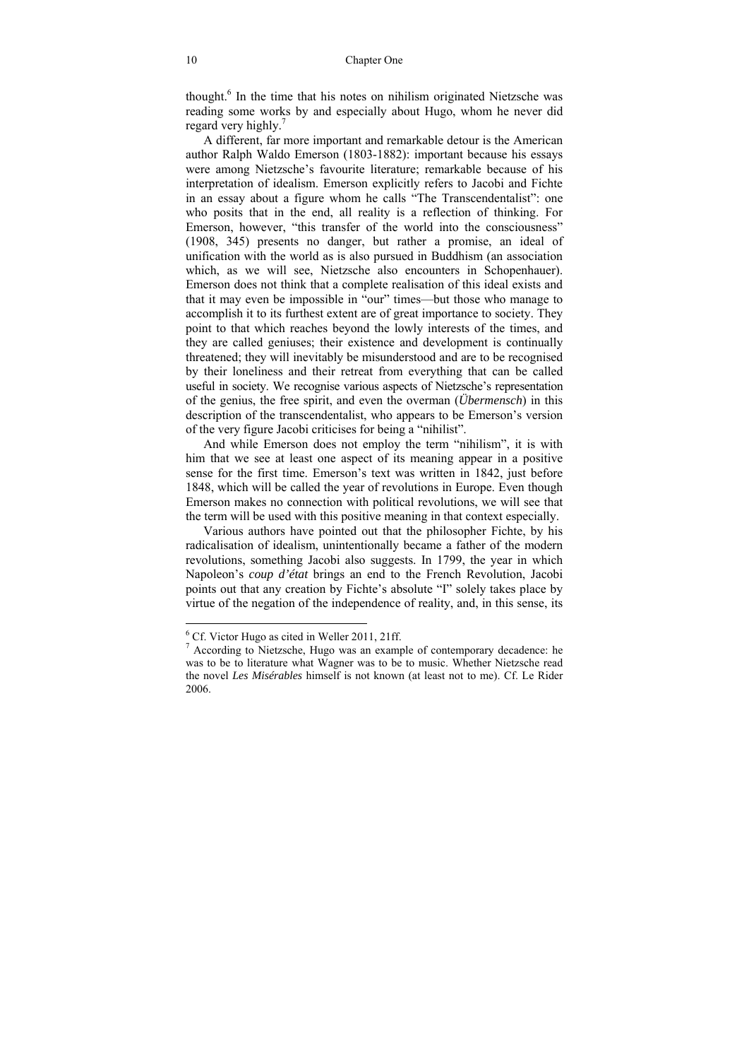thought.[6] In the time that his notes on nihilism originated Nietzsche was reading some works by and especially about Hugo, whom he never did regard very highly.[7]

A different, far more important and remarkable detour is the American author Ralph Waldo Emerson (1803-1882): important because his essays were among Nietzsche's favourite literature; remarkable because of his interpretation of idealism. Emerson explicitly refers to Jacobi and Fichte in an essay about a figure whom he calls "The Transcendentalist": one who posits that in the end, all reality is a reflection of thinking. For Emerson, however, "this transfer of the world into the consciousness" (1908, 345) presents no danger, but rather a promise, an ideal of unification with the world as is also pursued in Buddhism (an association which, as we will see, Nietzsche also encounters in Schopenhauer). Emerson does not think that a complete realisation of this ideal exists and that it may even be impossible in "our" times—but those who manage to accomplish it to its furthest extent are of great importance to society. They point to that which reaches beyond the lowly interests of the times, and they are called geniuses; their existence and development is continually threatened; they will inevitably be misunderstood and are to be recognised by their loneliness and their retreat from everything that can be called useful in society. We recognise various aspects of Nietzsche's representation of the genius, the free spirit, and even the overman (*Übermensch*) in this description of the transcendentalist, who appears to be Emerson's version of the very figure Jacobi criticises for being a "nihilist".

And while Emerson does not employ the term "nihilism", it is with him that we see at least one aspect of its meaning appear in a positive sense for the first time. Emerson's text was written in 1842, just before 1848, which will be called the year of revolutions in Europe. Even though Emerson makes no connection with political revolutions, we will see that the term will be used with this positive meaning in that context especially.

Various authors have pointed out that the philosopher Fichte, by his radicalisation of idealism, unintentionally became a father of the modern revolutions, something Jacobi also suggests. In 1799, the year in which Napoleon's *coup d'état* brings an end to the French Revolution, Jacobi points out that any creation by Fichte's absolute "I" solely takes place by virtue of the negation of the independence of reality, and, in this sense, its

---

[6] Cf. Victor Hugo as cited in Weller 2011, 21ff.

[7] According to Nietzsche, Hugo was an example of contemporary decadence: he was to be to literature what Wagner was to be to music. Whether Nietzsche read the novel *Les Misérables* himself is not known (at least not to me). Cf. Le Rider 2006.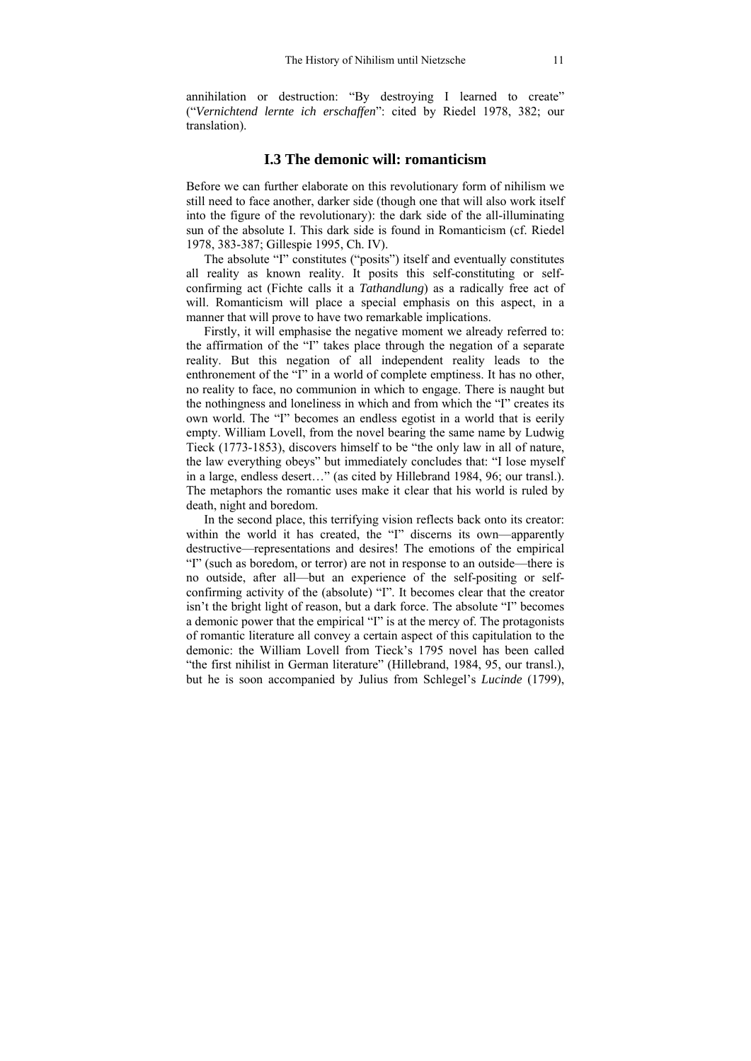annihilation or destruction: "By destroying I learned to create" ("*Vernichtend lernte ich erschaffen*": cited by Riedel 1978, 382; our translation).

## I.3 The demonic will: romanticism

Before we can further elaborate on this revolutionary form of nihilism we still need to face another, darker side (though one that will also work itself into the figure of the revolutionary): the dark side of the all-illuminating sun of the absolute I. This dark side is found in Romanticism (cf. Riedel 1978, 383-387; Gillespie 1995, Ch. IV).

The absolute "I" constitutes ("posits") itself and eventually constitutes all reality as known reality. It posits this self-constituting or self-confirming act (Fichte calls it a *Tathandlung*) as a radically free act of will. Romanticism will place a special emphasis on this aspect, in a manner that will prove to have two remarkable implications.

Firstly, it will emphasise the negative moment we already referred to: the affirmation of the "I" takes place through the negation of a separate reality. But this negation of all independent reality leads to the enthronement of the "I" in a world of complete emptiness. It has no other, no reality to face, no communion in which to engage. There is naught but the nothingness and loneliness in which and from which the "I" creates its own world. The "I" becomes an endless egotist in a world that is eerily empty. William Lovell, from the novel bearing the same name by Ludwig Tieck (1773-1853), discovers himself to be "the only law in all of nature, the law everything obeys" but immediately concludes that: "I lose myself in a large, endless desert…" (as cited by Hillebrand 1984, 96; our transl.). The metaphors the romantic uses make it clear that his world is ruled by death, night and boredom.

In the second place, this terrifying vision reflects back onto its creator: within the world it has created, the "I" discerns its own—apparently destructive—representations and desires! The emotions of the empirical "I" (such as boredom, or terror) are not in response to an outside—there is no outside, after all—but an experience of the self-positing or self-confirming activity of the (absolute) "I". It becomes clear that the creator isn't the bright light of reason, but a dark force. The absolute "I" becomes a demonic power that the empirical "I" is at the mercy of. The protagonists of romantic literature all convey a certain aspect of this capitulation to the demonic: the William Lovell from Tieck's 1795 novel has been called "the first nihilist in German literature" (Hillebrand, 1984, 95, our transl.), but he is soon accompanied by Julius from Schlegel's *Lucinde* (1799),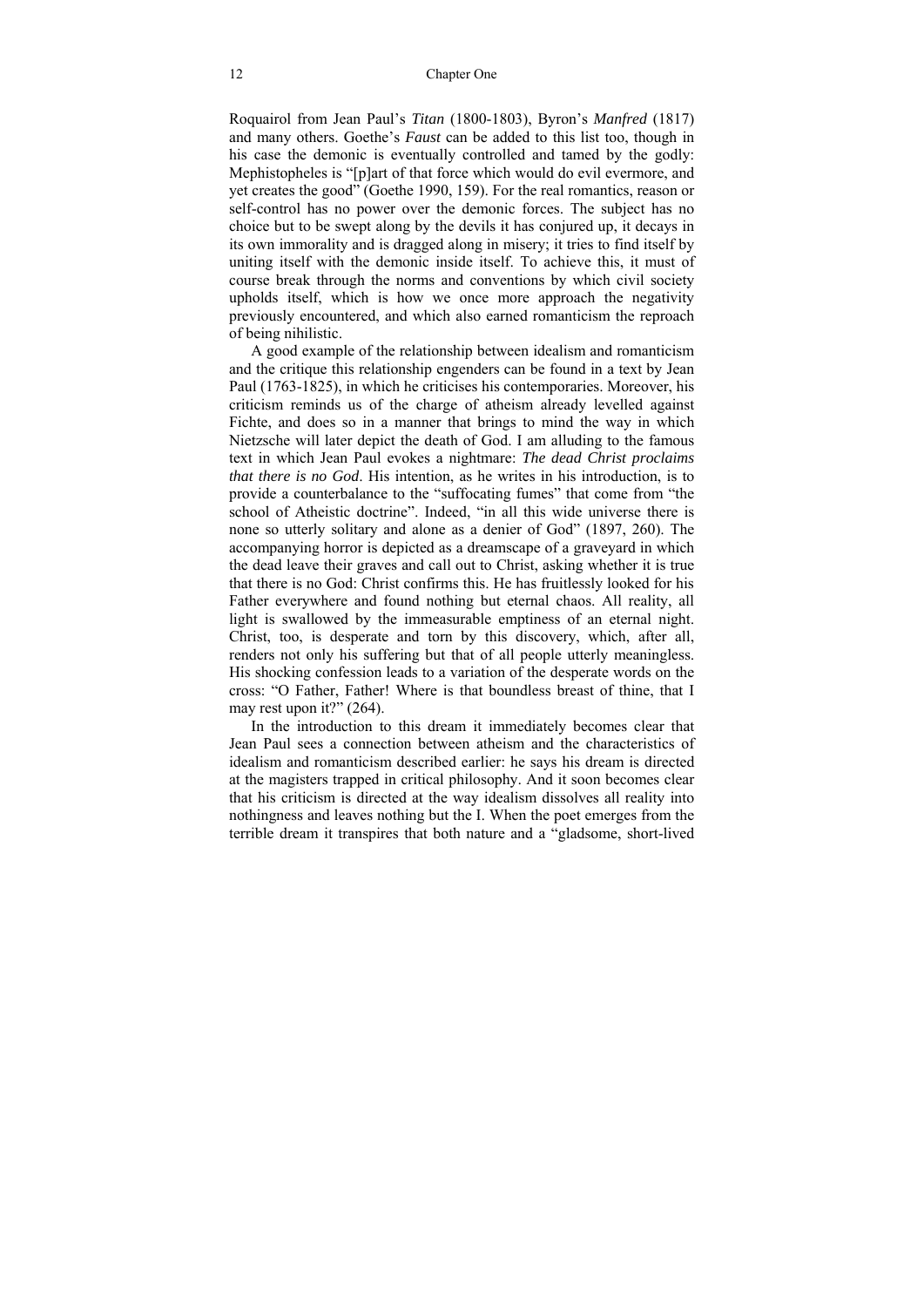Roquairol from Jean Paul's *Titan* (1800-1803), Byron's *Manfred* (1817) and many others. Goethe's *Faust* can be added to this list too, though in his case the demonic is eventually controlled and tamed by the godly: Mephistopheles is "[p]art of that force which would do evil evermore, and yet creates the good" (Goethe 1990, 159). For the real romantics, reason or self-control has no power over the demonic forces. The subject has no choice but to be swept along by the devils it has conjured up, it decays in its own immorality and is dragged along in misery; it tries to find itself by uniting itself with the demonic inside itself. To achieve this, it must of course break through the norms and conventions by which civil society upholds itself, which is how we once more approach the negativity previously encountered, and which also earned romanticism the reproach of being nihilistic.

A good example of the relationship between idealism and romanticism and the critique this relationship engenders can be found in a text by Jean Paul (1763-1825), in which he criticises his contemporaries. Moreover, his criticism reminds us of the charge of atheism already levelled against Fichte, and does so in a manner that brings to mind the way in which Nietzsche will later depict the death of God. I am alluding to the famous text in which Jean Paul evokes a nightmare: *The dead Christ proclaims that there is no God*. His intention, as he writes in his introduction, is to provide a counterbalance to the "suffocating fumes" that come from "the school of Atheistic doctrine". Indeed, "in all this wide universe there is none so utterly solitary and alone as a denier of God" (1897, 260). The accompanying horror is depicted as a dreamscape of a graveyard in which the dead leave their graves and call out to Christ, asking whether it is true that there is no God: Christ confirms this. He has fruitlessly looked for his Father everywhere and found nothing but eternal chaos. All reality, all light is swallowed by the immeasurable emptiness of an eternal night. Christ, too, is desperate and torn by this discovery, which, after all, renders not only his suffering but that of all people utterly meaningless. His shocking confession leads to a variation of the desperate words on the cross: "O Father, Father! Where is that boundless breast of thine, that I may rest upon it?" (264).

In the introduction to this dream it immediately becomes clear that Jean Paul sees a connection between atheism and the characteristics of idealism and romanticism described earlier: he says his dream is directed at the magisters trapped in critical philosophy. And it soon becomes clear that his criticism is directed at the way idealism dissolves all reality into nothingness and leaves nothing but the I. When the poet emerges from the terrible dream it transpires that both nature and a "gladsome, short-lived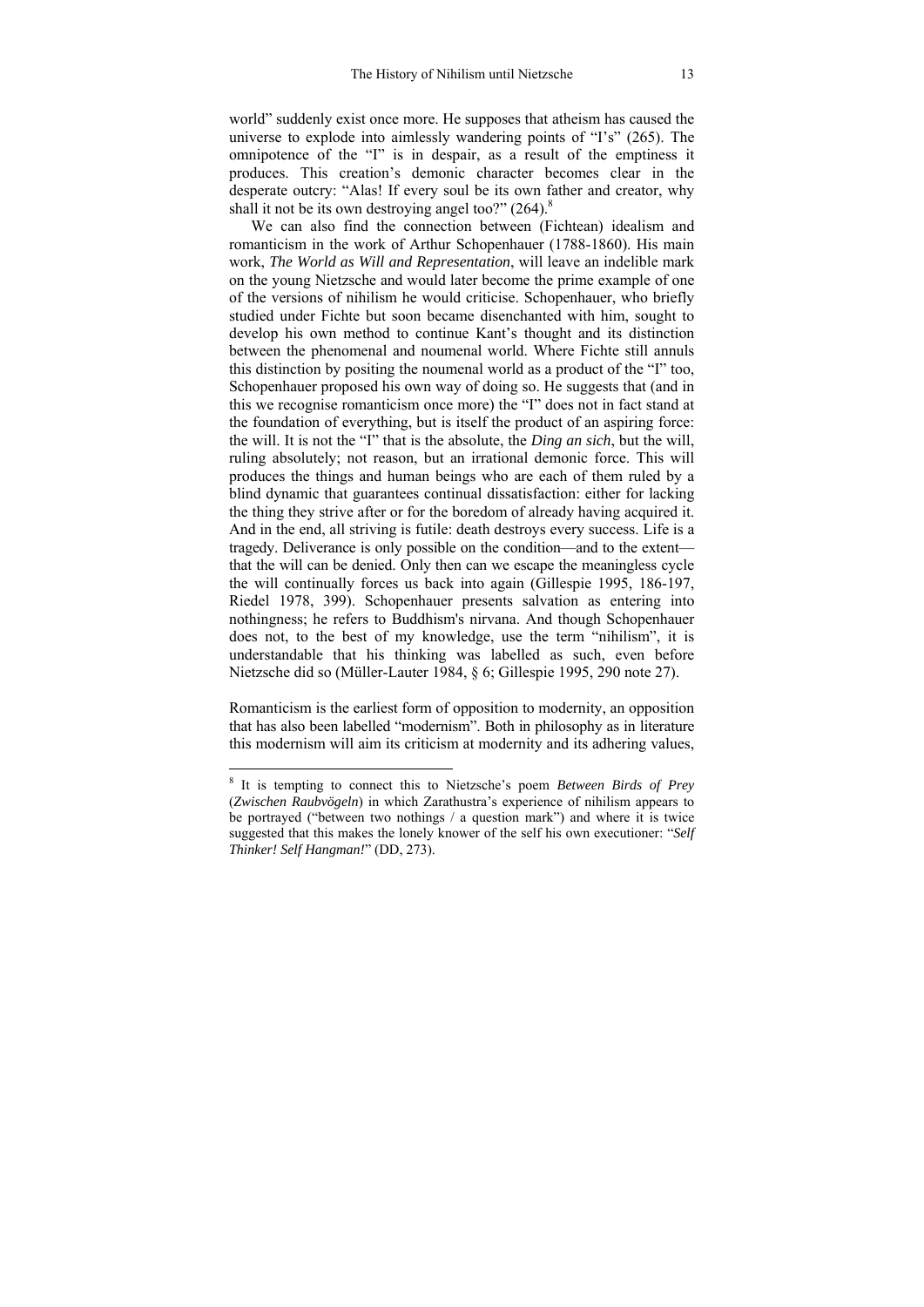world" suddenly exist once more. He supposes that atheism has caused the universe to explode into aimlessly wandering points of "I's" (265). The omnipotence of the "I" is in despair, as a result of the emptiness it produces. This creation's demonic character becomes clear in the desperate outcry: "Alas! If every soul be its own father and creator, why shall it not be its own destroying angel too?" (264).[8]

We can also find the connection between (Fichtean) idealism and romanticism in the work of Arthur Schopenhauer (1788-1860). His main work, *The World as Will and Representation*, will leave an indelible mark on the young Nietzsche and would later become the prime example of one of the versions of nihilism he would criticise. Schopenhauer, who briefly studied under Fichte but soon became disenchanted with him, sought to develop his own method to continue Kant's thought and its distinction between the phenomenal and noumenal world. Where Fichte still annuls this distinction by positing the noumenal world as a product of the "I" too, Schopenhauer proposed his own way of doing so. He suggests that (and in this we recognise romanticism once more) the "I" does not in fact stand at the foundation of everything, but is itself the product of an aspiring force: the will. It is not the "I" that is the absolute, the *Ding an sich*, but the will, ruling absolutely; not reason, but an irrational demonic force. This will produces the things and human beings who are each of them ruled by a blind dynamic that guarantees continual dissatisfaction: either for lacking the thing they strive after or for the boredom of already having acquired it. And in the end, all striving is futile: death destroys every success. Life is a tragedy. Deliverance is only possible on the condition—and to the extent—that the will can be denied. Only then can we escape the meaningless cycle the will continually forces us back into again (Gillespie 1995, 186-197, Riedel 1978, 399). Schopenhauer presents salvation as entering into nothingness; he refers to Buddhism's nirvana. And though Schopenhauer does not, to the best of my knowledge, use the term "nihilism", it is understandable that his thinking was labelled as such, even before Nietzsche did so (Müller-Lauter 1984, § 6; Gillespie 1995, 290 note 27).

Romanticism is the earliest form of opposition to modernity, an opposition that has also been labelled "modernism". Both in philosophy as in literature this modernism will aim its criticism at modernity and its adhering values,

---

[8] It is tempting to connect this to Nietzsche's poem *Between Birds of Prey* (*Zwischen Raubvögeln*) in which Zarathustra's experience of nihilism appears to be portrayed ("between two nothings / a question mark") and where it is twice suggested that this makes the lonely knower of the self his own executioner: "*Self Thinker! Self Hangman!*" (DD, 273).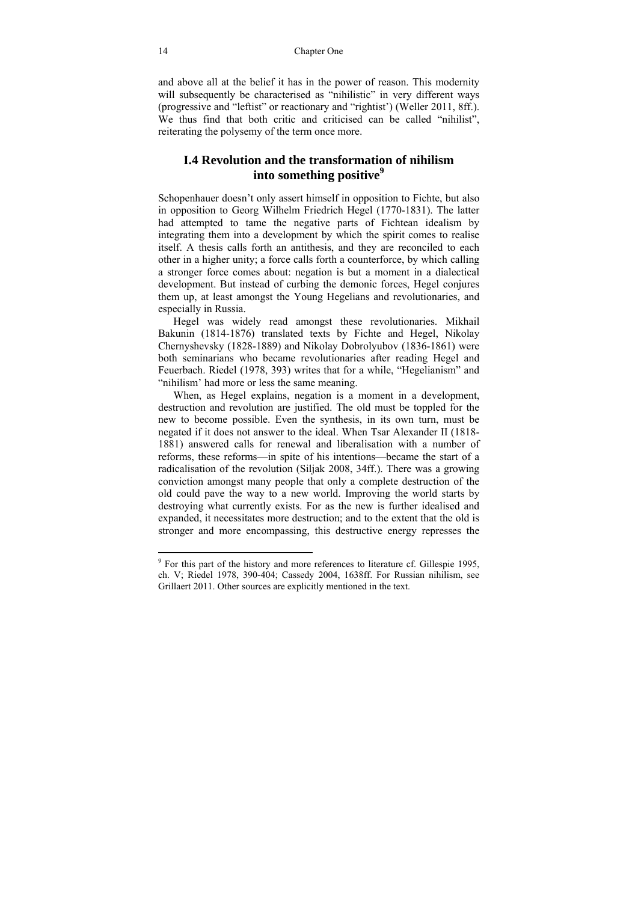and above all at the belief it has in the power of reason. This modernity will subsequently be characterised as "nihilistic" in very different ways (progressive and "leftist" or reactionary and "rightist') (Weller 2011, 8ff.). We thus find that both critic and criticised can be called "nihilist", reiterating the polysemy of the term once more.

## I.4 Revolution and the transformation of nihilism into something positive[9]

Schopenhauer doesn't only assert himself in opposition to Fichte, but also in opposition to Georg Wilhelm Friedrich Hegel (1770-1831). The latter had attempted to tame the negative parts of Fichtean idealism by integrating them into a development by which the spirit comes to realise itself. A thesis calls forth an antithesis, and they are reconciled to each other in a higher unity; a force calls forth a counterforce, by which calling a stronger force comes about: negation is but a moment in a dialectical development. But instead of curbing the demonic forces, Hegel conjures them up, at least amongst the Young Hegelians and revolutionaries, and especially in Russia.

Hegel was widely read amongst these revolutionaries. Mikhail Bakunin (1814-1876) translated texts by Fichte and Hegel, Nikolay Chernyshevsky (1828-1889) and Nikolay Dobrolyubov (1836-1861) were both seminarians who became revolutionaries after reading Hegel and Feuerbach. Riedel (1978, 393) writes that for a while, "Hegelianism" and "nihilism' had more or less the same meaning.

When, as Hegel explains, negation is a moment in a development, destruction and revolution are justified. The old must be toppled for the new to become possible. Even the synthesis, in its own turn, must be negated if it does not answer to the ideal. When Tsar Alexander II (1818-1881) answered calls for renewal and liberalisation with a number of reforms, these reforms—in spite of his intentions—became the start of a radicalisation of the revolution (Siljak 2008, 34ff.). There was a growing conviction amongst many people that only a complete destruction of the old could pave the way to a new world. Improving the world starts by destroying what currently exists. For as the new is further idealised and expanded, it necessitates more destruction; and to the extent that the old is stronger and more encompassing, this destructive energy represses the

[9] For this part of the history and more references to literature cf. Gillespie 1995, ch. V; Riedel 1978, 390-404; Cassedy 2004, 1638ff. For Russian nihilism, see Grillaert 2011. Other sources are explicitly mentioned in the text.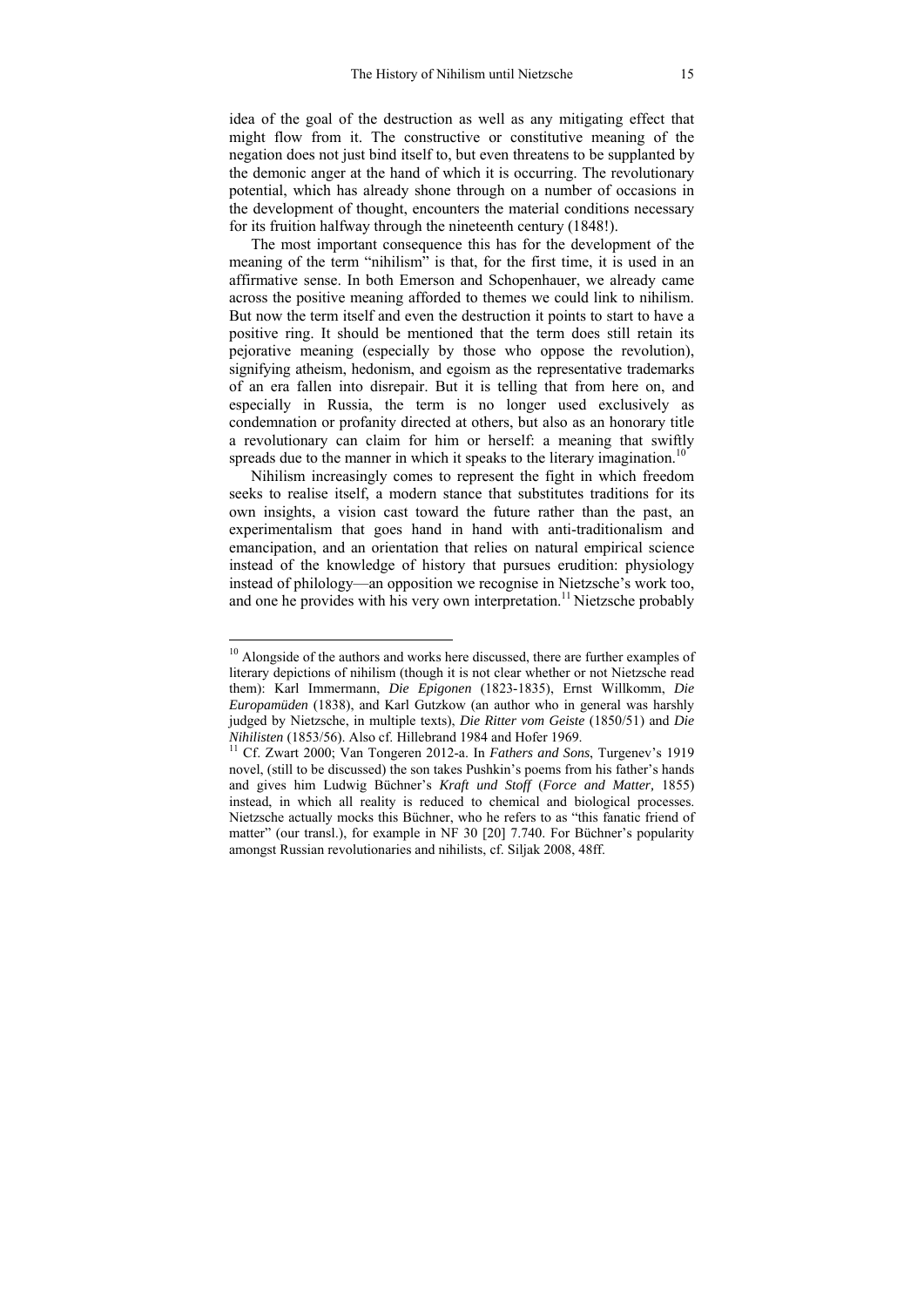idea of the goal of the destruction as well as any mitigating effect that might flow from it. The constructive or constitutive meaning of the negation does not just bind itself to, but even threatens to be supplanted by the demonic anger at the hand of which it is occurring. The revolutionary potential, which has already shone through on a number of occasions in the development of thought, encounters the material conditions necessary for its fruition halfway through the nineteenth century (1848!).

The most important consequence this has for the development of the meaning of the term "nihilism" is that, for the first time, it is used in an affirmative sense. In both Emerson and Schopenhauer, we already came across the positive meaning afforded to themes we could link to nihilism. But now the term itself and even the destruction it points to start to have a positive ring. It should be mentioned that the term does still retain its pejorative meaning (especially by those who oppose the revolution), signifying atheism, hedonism, and egoism as the representative trademarks of an era fallen into disrepair. But it is telling that from here on, and especially in Russia, the term is no longer used exclusively as condemnation or profanity directed at others, but also as an honorary title a revolutionary can claim for him or herself: a meaning that swiftly spreads due to the manner in which it speaks to the literary imagination.[10]

Nihilism increasingly comes to represent the fight in which freedom seeks to realise itself, a modern stance that substitutes traditions for its own insights, a vision cast toward the future rather than the past, an experimentalism that goes hand in hand with anti-traditionalism and emancipation, and an orientation that relies on natural empirical science instead of the knowledge of history that pursues erudition: physiology instead of philology—an opposition we recognise in Nietzsche's work too, and one he provides with his very own interpretation.[11] Nietzsche probably

---

[10] Alongside of the authors and works here discussed, there are further examples of literary depictions of nihilism (though it is not clear whether or not Nietzsche read them): Karl Immermann, *Die Epigonen* (1823-1835), Ernst Willkomm, *Die Europamüden* (1838), and Karl Gutzkow (an author who in general was harshly judged by Nietzsche, in multiple texts), *Die Ritter vom Geiste* (1850/51) and *Die Nihilisten* (1853/56). Also cf. Hillebrand 1984 and Hofer 1969.

[11] Cf. Zwart 2000; Van Tongeren 2012-a. In *Fathers and Sons*, Turgenev's 1919 novel, (still to be discussed) the son takes Pushkin's poems from his father's hands and gives him Ludwig Büchner's *Kraft und Stoff* (*Force and Matter,* 1855) instead, in which all reality is reduced to chemical and biological processes. Nietzsche actually mocks this Büchner, who he refers to as "this fanatic friend of matter" (our transl.), for example in NF 30 [20] 7.740. For Büchner's popularity amongst Russian revolutionaries and nihilists, cf. Siljak 2008, 48ff.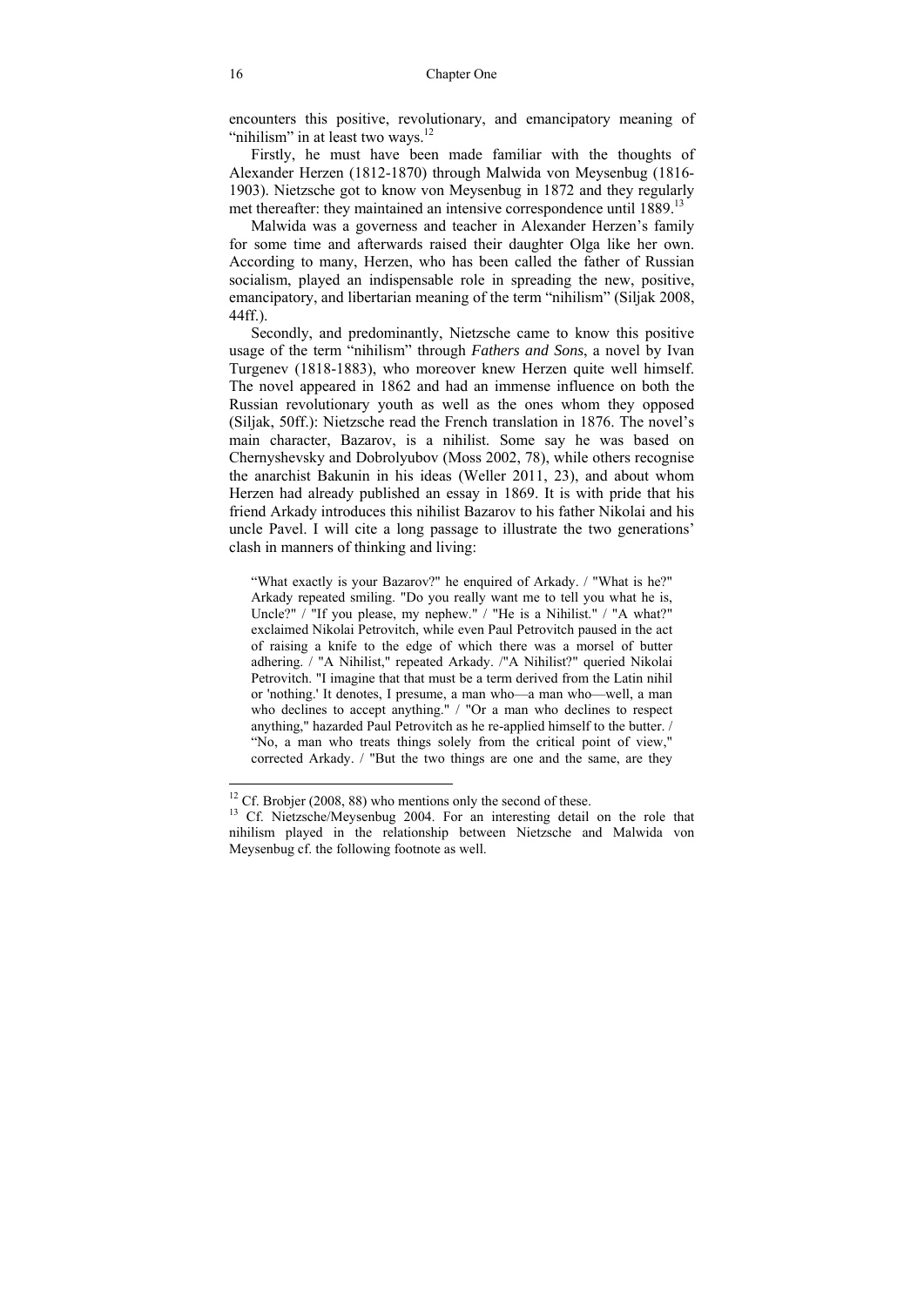encounters this positive, revolutionary, and emancipatory meaning of "nihilism" in at least two ways.[12]

Firstly, he must have been made familiar with the thoughts of Alexander Herzen (1812-1870) through Malwida von Meysenbug (1816-1903). Nietzsche got to know von Meysenbug in 1872 and they regularly met thereafter: they maintained an intensive correspondence until 1889.[13]

Malwida was a governess and teacher in Alexander Herzen's family for some time and afterwards raised their daughter Olga like her own. According to many, Herzen, who has been called the father of Russian socialism, played an indispensable role in spreading the new, positive, emancipatory, and libertarian meaning of the term "nihilism" (Siljak 2008, 44ff.).

Secondly, and predominantly, Nietzsche came to know this positive usage of the term "nihilism" through *Fathers and Sons*, a novel by Ivan Turgenev (1818-1883), who moreover knew Herzen quite well himself. The novel appeared in 1862 and had an immense influence on both the Russian revolutionary youth as well as the ones whom they opposed (Siljak, 50ff.): Nietzsche read the French translation in 1876. The novel's main character, Bazarov, is a nihilist. Some say he was based on Chernyshevsky and Dobrolyubov (Moss 2002, 78), while others recognise the anarchist Bakunin in his ideas (Weller 2011, 23), and about whom Herzen had already published an essay in 1869. It is with pride that his friend Arkady introduces this nihilist Bazarov to his father Nikolai and his uncle Pavel. I will cite a long passage to illustrate the two generations' clash in manners of thinking and living:

> "What exactly is your Bazarov?" he enquired of Arkady. / "What is he?" Arkady repeated smiling. "Do you really want me to tell you what he is, Uncle?" / "If you please, my nephew." / "He is a Nihilist." / "A what?" exclaimed Nikolai Petrovitch, while even Paul Petrovitch paused in the act of raising a knife to the edge of which there was a morsel of butter adhering. / "A Nihilist," repeated Arkady. /"A Nihilist?" queried Nikolai Petrovitch. "I imagine that that must be a term derived from the Latin nihil or 'nothing.' It denotes, I presume, a man who—a man who—well, a man who declines to accept anything." / "Or a man who declines to respect anything," hazarded Paul Petrovitch as he re-applied himself to the butter. / "No, a man who treats things solely from the critical point of view," corrected Arkady. / "But the two things are one and the same, are they

---

[12] Cf. Brobjer (2008, 88) who mentions only the second of these.

[13] Cf. Nietzsche/Meysenbug 2004. For an interesting detail on the role that nihilism played in the relationship between Nietzsche and Malwida von Meysenbug cf. the following footnote as well.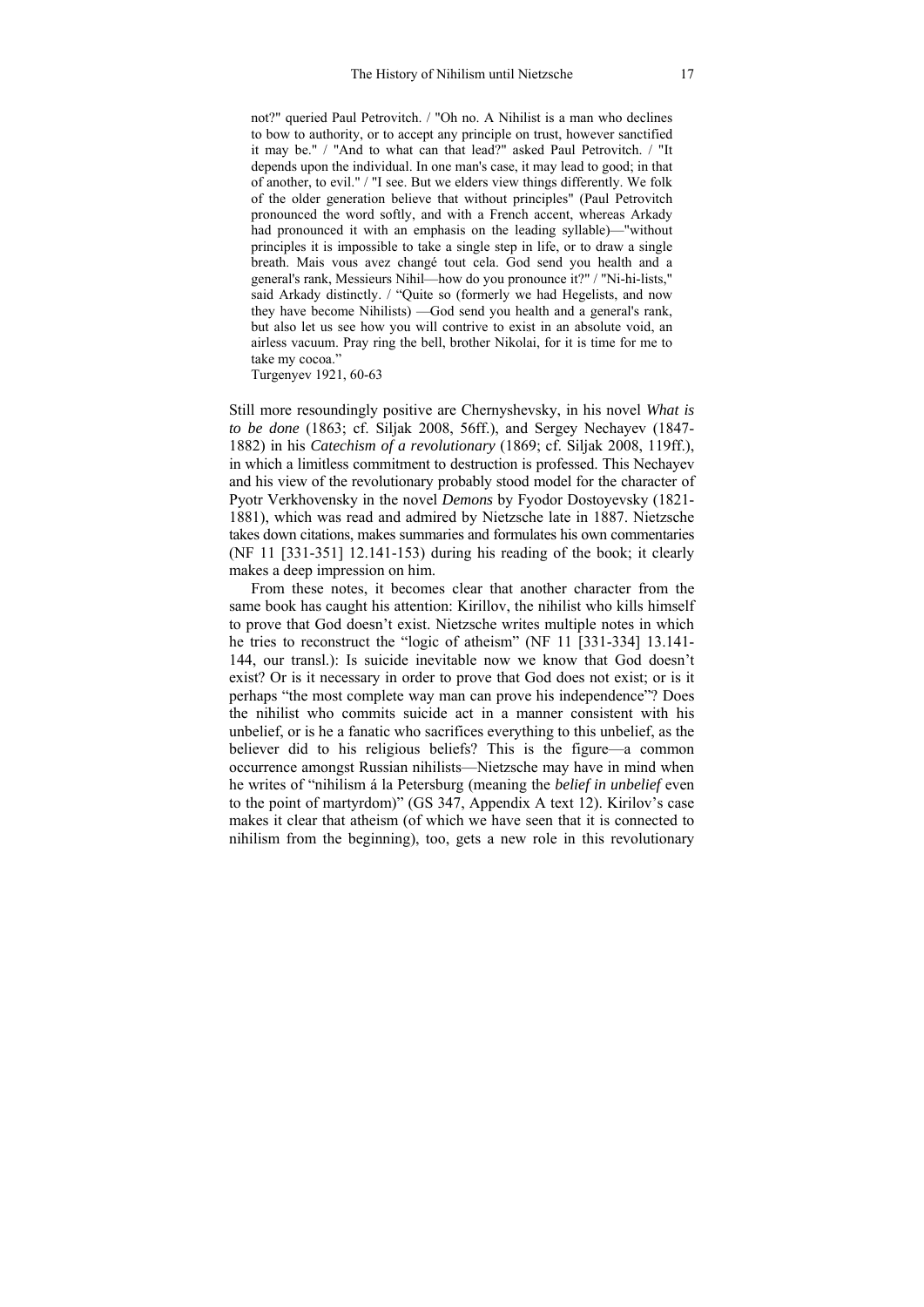> not?" queried Paul Petrovitch. / "Oh no. A Nihilist is a man who declines to bow to authority, or to accept any principle on trust, however sanctified it may be." / "And to what can that lead?" asked Paul Petrovitch. / "It depends upon the individual. In one man's case, it may lead to good; in that of another, to evil." / "I see. But we elders view things differently. We folk of the older generation believe that without principles" (Paul Petrovitch pronounced the word softly, and with a French accent, whereas Arkady had pronounced it with an emphasis on the leading syllable)—"without principles it is impossible to take a single step in life, or to draw a single breath. Mais vous avez changé tout cela. God send you health and a general's rank, Messieurs Nihil—how do you pronounce it?" / "Ni-hi-lists," said Arkady distinctly. / "Quite so (formerly we had Hegelists, and now they have become Nihilists) —God send you health and a general's rank, but also let us see how you will contrive to exist in an absolute void, an airless vacuum. Pray ring the bell, brother Nikolai, for it is time for me to take my cocoa."
>
> Turgenyev 1921, 60-63

Still more resoundingly positive are Chernyshevsky, in his novel *What is to be done* (1863; cf. Siljak 2008, 56ff.), and Sergey Nechayev (1847-1882) in his *Catechism of a revolutionary* (1869; cf. Siljak 2008, 119ff.), in which a limitless commitment to destruction is professed. This Nechayev and his view of the revolutionary probably stood model for the character of Pyotr Verkhovensky in the novel *Demons* by Fyodor Dostoyevsky (1821-1881), which was read and admired by Nietzsche late in 1887. Nietzsche takes down citations, makes summaries and formulates his own commentaries (NF 11 [331-351] 12.141-153) during his reading of the book; it clearly makes a deep impression on him.

From these notes, it becomes clear that another character from the same book has caught his attention: Kirillov, the nihilist who kills himself to prove that God doesn't exist. Nietzsche writes multiple notes in which he tries to reconstruct the "logic of atheism" (NF 11 [331-334] 13.141-144, our transl.): Is suicide inevitable now we know that God doesn't exist? Or is it necessary in order to prove that God does not exist; or is it perhaps "the most complete way man can prove his independence"? Does the nihilist who commits suicide act in a manner consistent with his unbelief, or is he a fanatic who sacrifices everything to this unbelief, as the believer did to his religious beliefs? This is the figure—a common occurrence amongst Russian nihilists—Nietzsche may have in mind when he writes of "nihilism á la Petersburg (meaning the *belief in unbelief* even to the point of martyrdom)" (GS 347, Appendix A text 12). Kirilov's case makes it clear that atheism (of which we have seen that it is connected to nihilism from the beginning), too, gets a new role in this revolutionary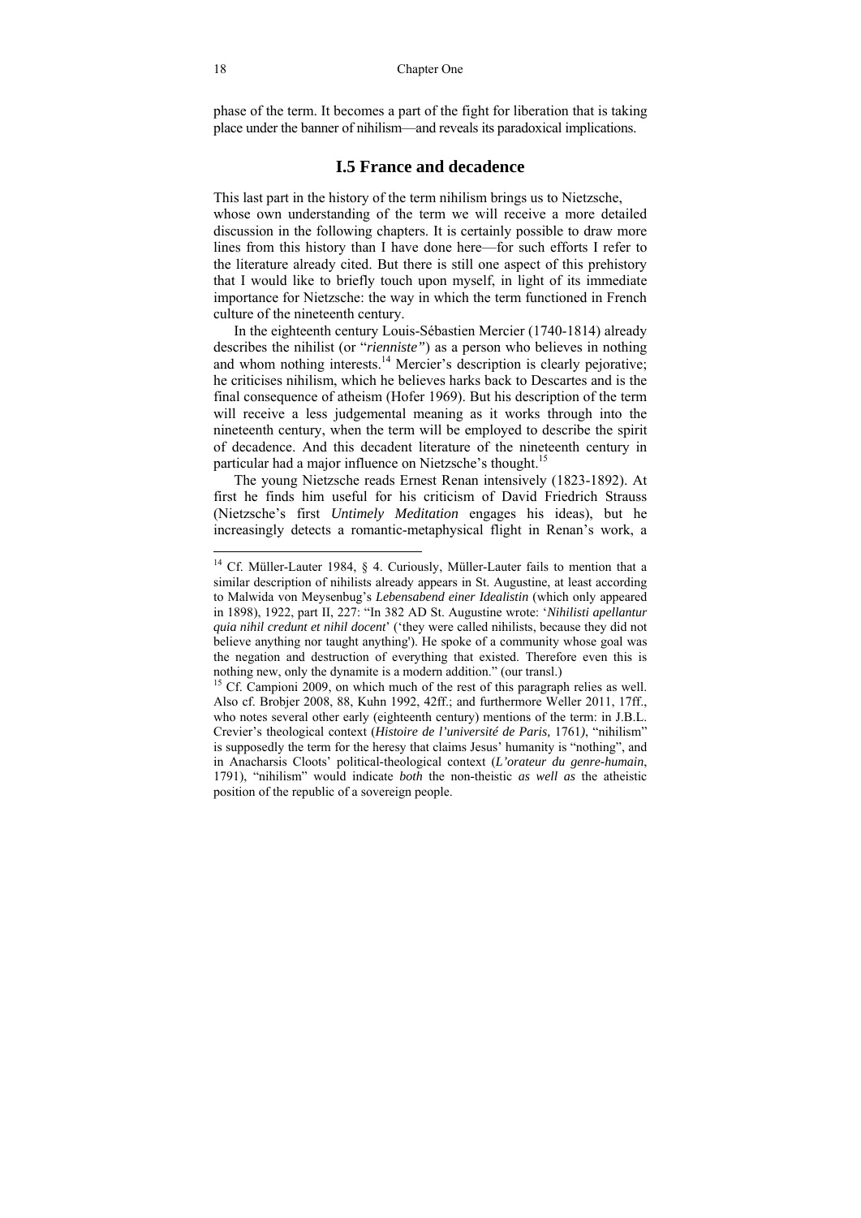phase of the term. It becomes a part of the fight for liberation that is taking place under the banner of nihilism—and reveals its paradoxical implications.

## I.5 France and decadence

This last part in the history of the term nihilism brings us to Nietzsche, whose own understanding of the term we will receive a more detailed discussion in the following chapters. It is certainly possible to draw more lines from this history than I have done here—for such efforts I refer to the literature already cited. But there is still one aspect of this prehistory that I would like to briefly touch upon myself, in light of its immediate importance for Nietzsche: the way in which the term functioned in French culture of the nineteenth century.

In the eighteenth century Louis-Sébastien Mercier (1740-1814) already describes the nihilist (or "*rienniste*") as a person who believes in nothing and whom nothing interests.[14] Mercier's description is clearly pejorative; he criticises nihilism, which he believes harks back to Descartes and is the final consequence of atheism (Hofer 1969). But his description of the term will receive a less judgemental meaning as it works through into the nineteenth century, when the term will be employed to describe the spirit of decadence. And this decadent literature of the nineteenth century in particular had a major influence on Nietzsche's thought.[15]

The young Nietzsche reads Ernest Renan intensively (1823-1892). At first he finds him useful for his criticism of David Friedrich Strauss (Nietzsche's first *Untimely Meditation* engages his ideas), but he increasingly detects a romantic-metaphysical flight in Renan's work, a

---

[14] Cf. Müller-Lauter 1984, § 4. Curiously, Müller-Lauter fails to mention that a similar description of nihilists already appears in St. Augustine, at least according to Malwida von Meysenbug's *Lebensabend einer Idealistin* (which only appeared in 1898), 1922, part II, 227: "In 382 AD St. Augustine wrote: '*Nihilisti apellantur quia nihil credunt et nihil docent*' ('they were called nihilists, because they did not believe anything nor taught anything'). He spoke of a community whose goal was the negation and destruction of everything that existed. Therefore even this is nothing new, only the dynamite is a modern addition." (our transl.)

[15] Cf. Campioni 2009, on which much of the rest of this paragraph relies as well. Also cf. Brobjer 2008, 88, Kuhn 1992, 42ff.; and furthermore Weller 2011, 17ff., who notes several other early (eighteenth century) mentions of the term: in J.B.L. Crevier's theological context (*Histoire de l'université de Paris,* 1761), "nihilism" is supposedly the term for the heresy that claims Jesus' humanity is "nothing", and in Anacharsis Cloots' political-theological context (*L'orateur du genre-humain*, 1791), "nihilism" would indicate *both* the non-theistic *as well as* the atheistic position of the republic of a sovereign people.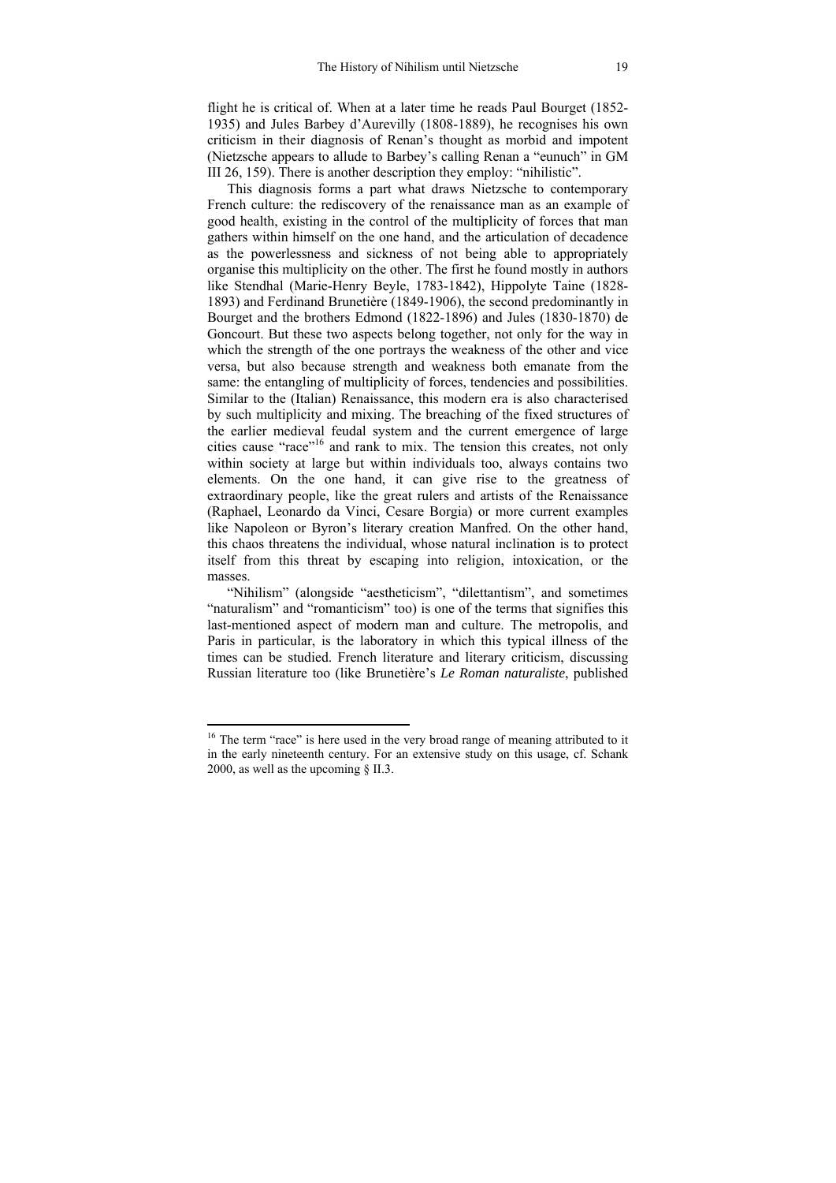flight he is critical of. When at a later time he reads Paul Bourget (1852-1935) and Jules Barbey d'Aurevilly (1808-1889), he recognises his own criticism in their diagnosis of Renan's thought as morbid and impotent (Nietzsche appears to allude to Barbey's calling Renan a "eunuch" in GM III 26, 159). There is another description they employ: "nihilistic".

This diagnosis forms a part what draws Nietzsche to contemporary French culture: the rediscovery of the renaissance man as an example of good health, existing in the control of the multiplicity of forces that man gathers within himself on the one hand, and the articulation of decadence as the powerlessness and sickness of not being able to appropriately organise this multiplicity on the other. The first he found mostly in authors like Stendhal (Marie-Henry Beyle, 1783-1842), Hippolyte Taine (1828-1893) and Ferdinand Brunetière (1849-1906), the second predominantly in Bourget and the brothers Edmond (1822-1896) and Jules (1830-1870) de Goncourt. But these two aspects belong together, not only for the way in which the strength of the one portrays the weakness of the other and vice versa, but also because strength and weakness both emanate from the same: the entangling of multiplicity of forces, tendencies and possibilities. Similar to the (Italian) Renaissance, this modern era is also characterised by such multiplicity and mixing. The breaching of the fixed structures of the earlier medieval feudal system and the current emergence of large cities cause "race"[16] and rank to mix. The tension this creates, not only within society at large but within individuals too, always contains two elements. On the one hand, it can give rise to the greatness of extraordinary people, like the great rulers and artists of the Renaissance (Raphael, Leonardo da Vinci, Cesare Borgia) or more current examples like Napoleon or Byron's literary creation Manfred. On the other hand, this chaos threatens the individual, whose natural inclination is to protect itself from this threat by escaping into religion, intoxication, or the masses.

"Nihilism" (alongside "aestheticism", "dilettantism", and sometimes "naturalism" and "romanticism" too) is one of the terms that signifies this last-mentioned aspect of modern man and culture. The metropolis, and Paris in particular, is the laboratory in which this typical illness of the times can be studied. French literature and literary criticism, discussing Russian literature too (like Brunetière's *Le Roman naturaliste*, published

---

[16] The term "race" is here used in the very broad range of meaning attributed to it in the early nineteenth century. For an extensive study on this usage, cf. Schank 2000, as well as the upcoming § II.3.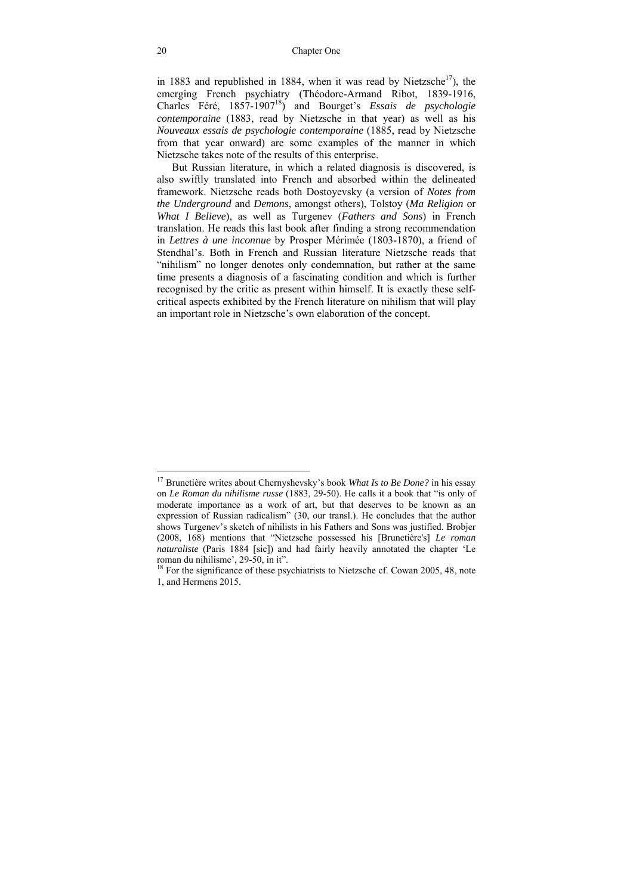in 1883 and republished in 1884, when it was read by Nietzsche[17]), the emerging French psychiatry (Théodore-Armand Ribot, 1839-1916, Charles Féré, 1857-1907[18]) and Bourget's *Essais de psychologie contemporaine* (1883, read by Nietzsche in that year) as well as his *Nouveaux essais de psychologie contemporaine* (1885, read by Nietzsche from that year onward) are some examples of the manner in which Nietzsche takes note of the results of this enterprise.

But Russian literature, in which a related diagnosis is discovered, is also swiftly translated into French and absorbed within the delineated framework. Nietzsche reads both Dostoyevsky (a version of *Notes from the Underground* and *Demons*, amongst others), Tolstoy (*Ma Religion* or *What I Believe*), as well as Turgenev (*Fathers and Sons*) in French translation. He reads this last book after finding a strong recommendation in *Lettres à une inconnue* by Prosper Mérimée (1803-1870), a friend of Stendhal's. Both in French and Russian literature Nietzsche reads that "nihilism" no longer denotes only condemnation, but rather at the same time presents a diagnosis of a fascinating condition and which is further recognised by the critic as present within himself. It is exactly these self-critical aspects exhibited by the French literature on nihilism that will play an important role in Nietzsche's own elaboration of the concept.

---

[17] Brunetière writes about Chernyshevsky's book *What Is to Be Done?* in his essay on *Le Roman du nihilisme russe* (1883, 29-50). He calls it a book that "is only of moderate importance as a work of art, but that deserves to be known as an expression of Russian radicalism" (30, our transl.). He concludes that the author shows Turgenev's sketch of nihilists in his Fathers and Sons was justified. Brobjer (2008, 168) mentions that "Nietzsche possessed his [Brunetière's] *Le roman naturaliste* (Paris 1884 [sic]) and had fairly heavily annotated the chapter 'Le roman du nihilisme', 29-50, in it".

[18] For the significance of these psychiatrists to Nietzsche cf. Cowan 2005, 48, note 1, and Hermens 2015.